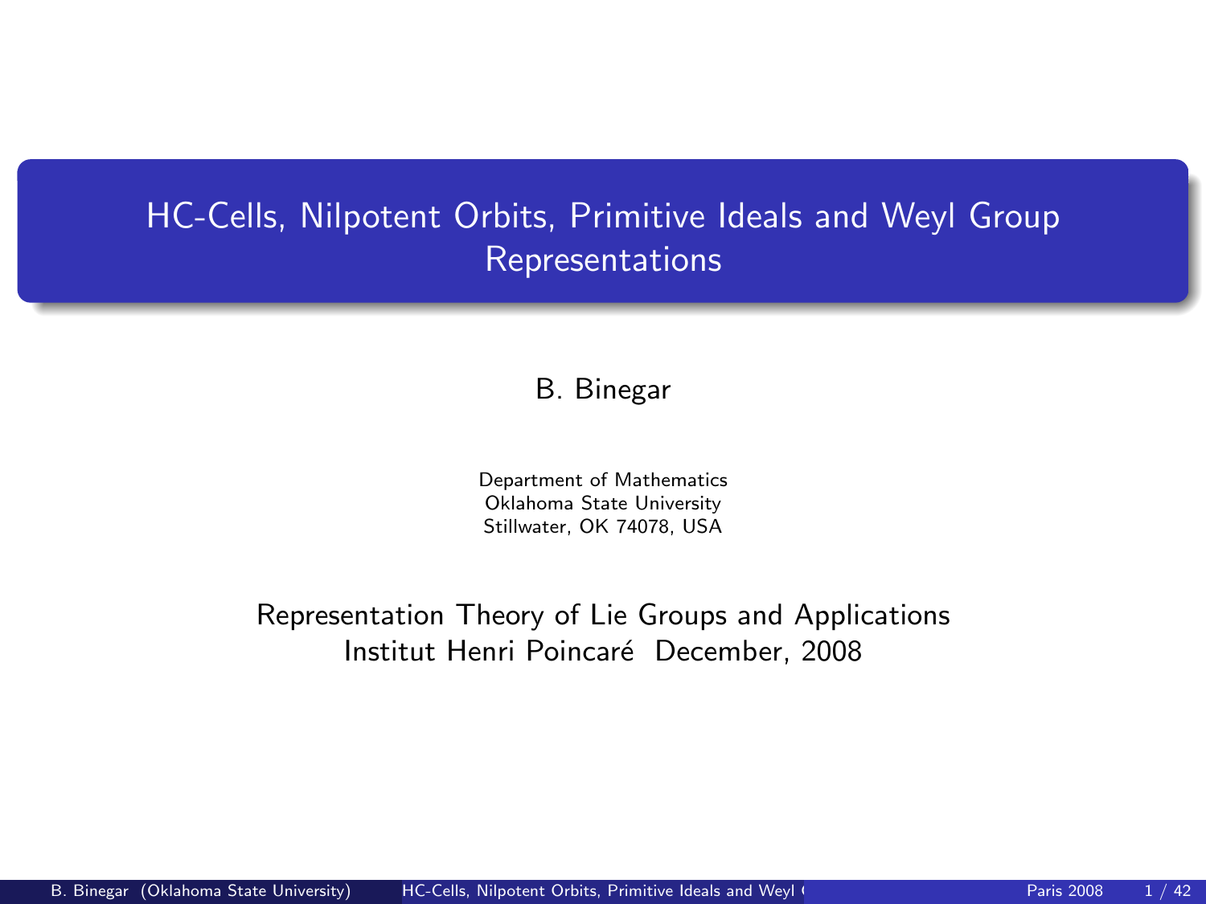# HC-Cells, Nilpotent Orbits, Primitive Ideals and Weyl Group Representations

B. Binegar

Department of Mathematics
Oklahoma State University
Stillwater, OK 74078, USA

Representation Theory of Lie Groups and Applications
Institut Henri Poincaré December, 2008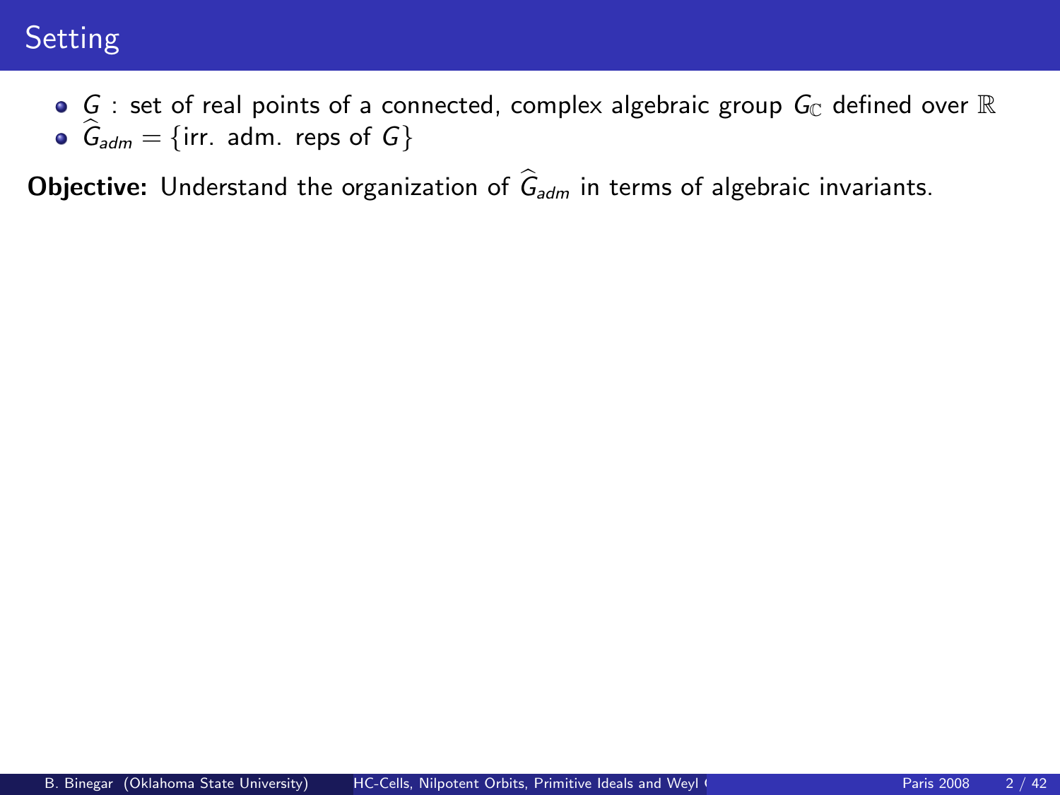# Setting

- $G$ : set of real points of a connected, complex algebraic group $G_{\mathbb{C}}$ defined over $\mathbb{R}$
- $\widehat{G}_{adm} = \{$irr. adm. reps of $G\}$

**Objective:** Understand the organization of $\widehat{G}_{adm}$ in terms of algebraic invariants.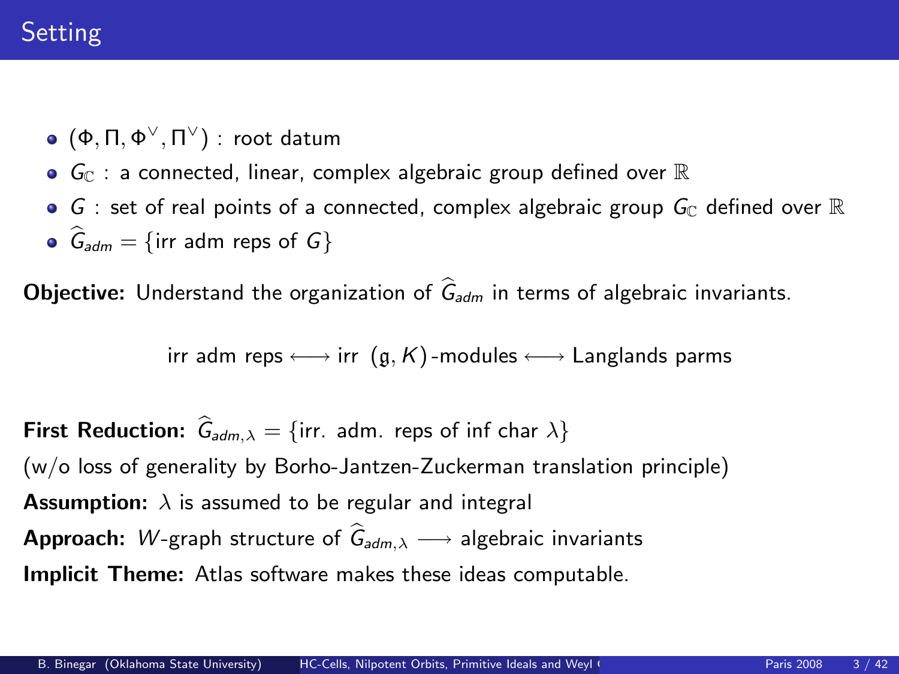## Setting

- $(\Phi, \Pi, \Phi^\vee, \Pi^\vee)$ : root datum
- $G_{\mathbb{C}}$ : a connected, linear, complex algebraic group defined over $\mathbb{R}$
- $G$ : set of real points of a connected, complex algebraic group $G_{\mathbb{C}}$ defined over $\mathbb{R}$
- $\widehat{G}_{adm} = \{\text{irr adm reps of } G\}$

**Objective:** Understand the organization of $\widehat{G}_{adm}$ in terms of algebraic invariants.

$$\text{irr adm reps} \longleftrightarrow \text{irr } (\mathfrak{g}, K)\text{-modules} \longleftrightarrow \text{Langlands parms}$$

**First Reduction:** $\widehat{G}_{adm,\lambda} = \{\text{irr. adm. reps of inf char } \lambda\}$

(w/o loss of generality by Borho-Jantzen-Zuckerman translation principle)

**Assumption:** $\lambda$ is assumed to be regular and integral

**Approach:** $W$-graph structure of $\widehat{G}_{adm,\lambda} \longrightarrow$ algebraic invariants

**Implicit Theme:** Atlas software makes these ideas computable.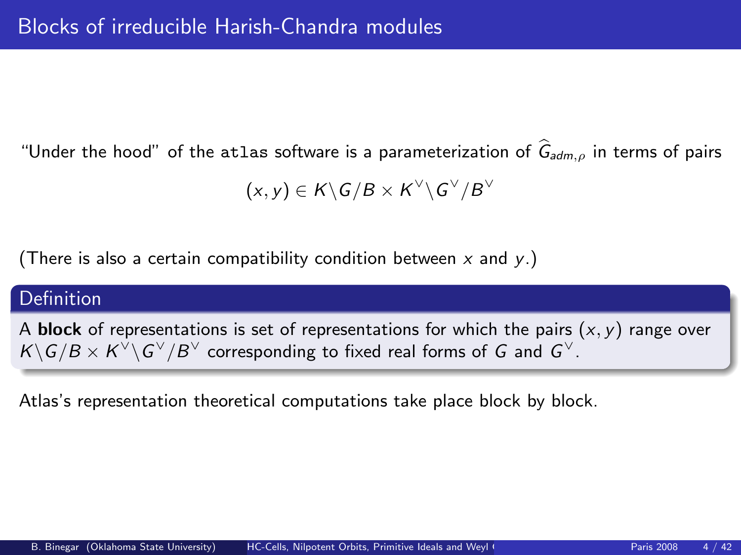# Blocks of irreducible Harish-Chandra modules

"Under the hood" of the `atlas` software is a parameterization of $\widehat{G}_{adm,\rho}$ in terms of pairs

$$(x, y) \in K\backslash G/B \times K^{\vee}\backslash G^{\vee}/B^{\vee}$$

(There is also a certain compatibility condition between $x$ and $y$.)

**Definition**

A **block** of representations is set of representations for which the pairs $(x, y)$ range over $K\backslash G/B \times K^{\vee}\backslash G^{\vee}/B^{\vee}$ corresponding to fixed real forms of $G$ and $G^{\vee}$.

Atlas's representation theoretical computations take place block by block.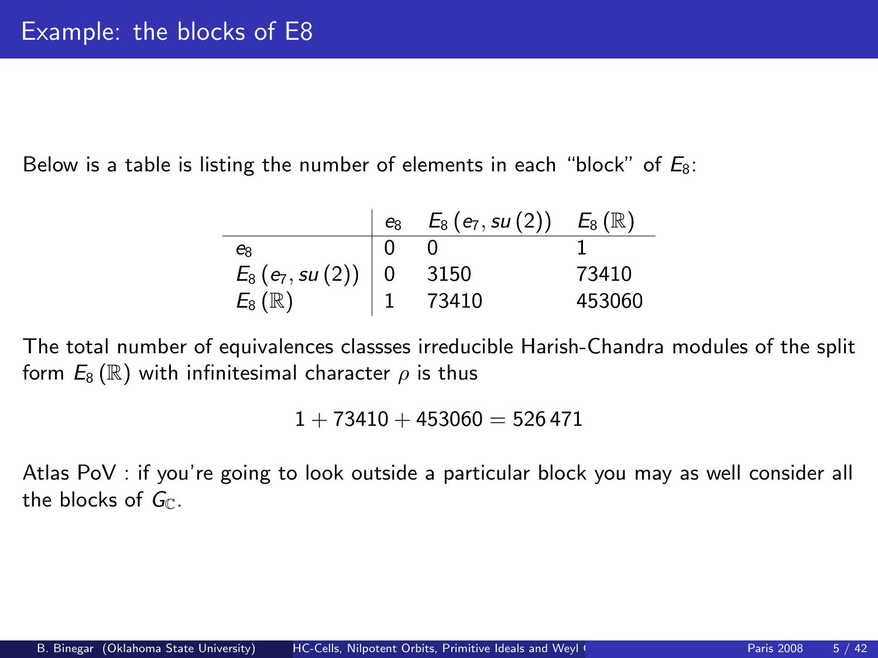# Example: the blocks of E8

Below is a table is listing the number of elements in each "block" of $E_8$:

| | $e_8$ | $E_8(e_7, su(2))$ | $E_8(\mathbb{R})$ |
|---|---|---|---|
| $e_8$ | 0 | 0 | 1 |
| $E_8(e_7, su(2))$ | 0 | 3150 | 73410 |
| $E_8(\mathbb{R})$ | 1 | 73410 | 453060 |

The total number of equivalences classses irreducible Harish-Chandra modules of the split form $E_8(\mathbb{R})$ with infinitesimal character $\rho$ is thus

$$1 + 73410 + 453060 = 526\,471$$

Atlas PoV : if you're going to look outside a particular block you may as well consider all the blocks of $G_{\mathbb{C}}$.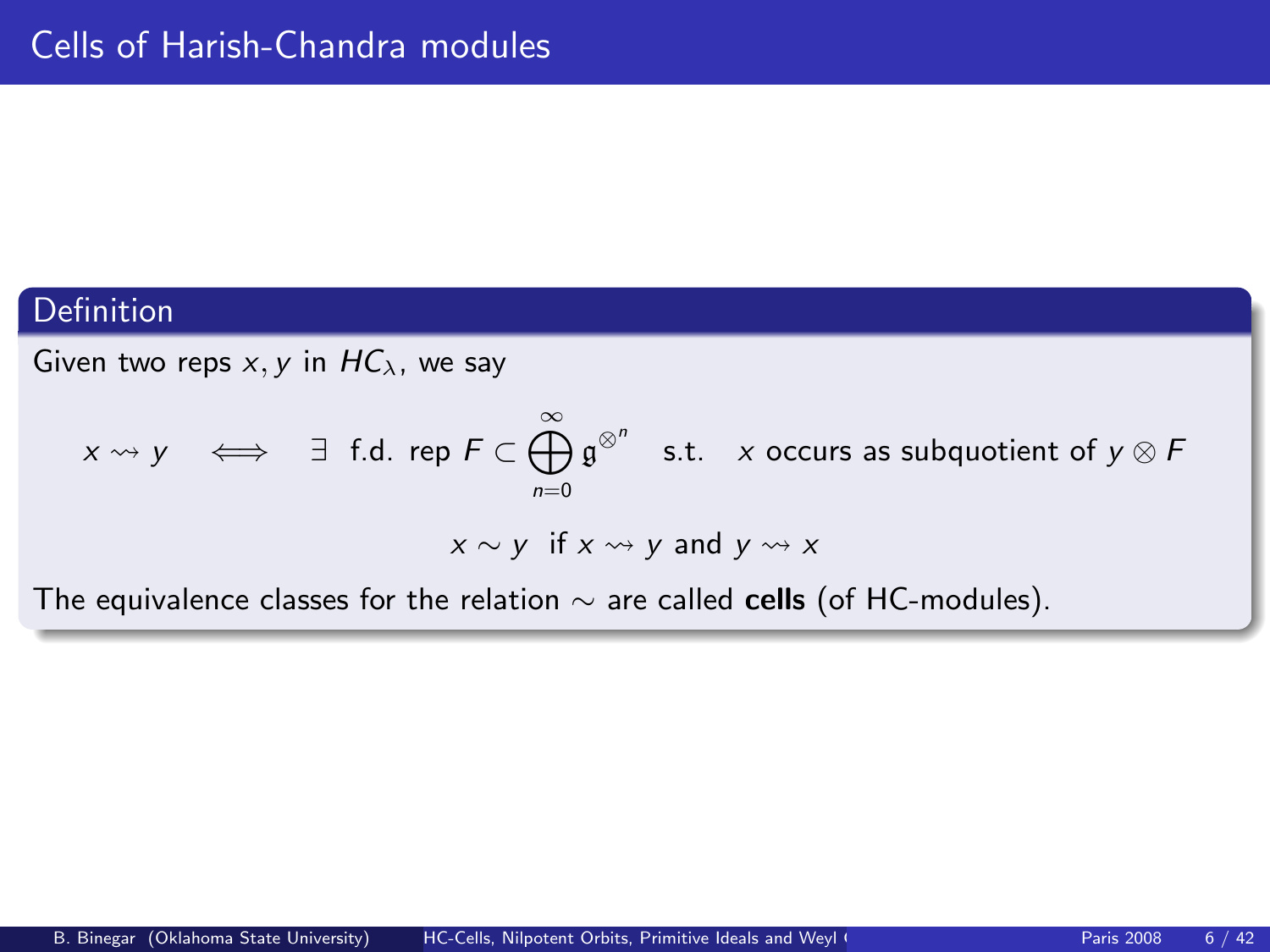# Cells of Harish-Chandra modules

**Definition**

Given two reps $x, y$ in $HC_\lambda$, we say

$$x \rightsquigarrow y \quad \Longleftrightarrow \quad \exists \text{ f.d. rep } F \subset \bigoplus_{n=0}^{\infty} \mathfrak{g}^{\otimes^n} \quad \text{s.t.} \quad x \text{ occurs as subquotient of } y \otimes F$$

$$x \sim y \text{ if } x \rightsquigarrow y \text{ and } y \rightsquigarrow x$$

The equivalence classes for the relation $\sim$ are called **cells** (of HC-modules).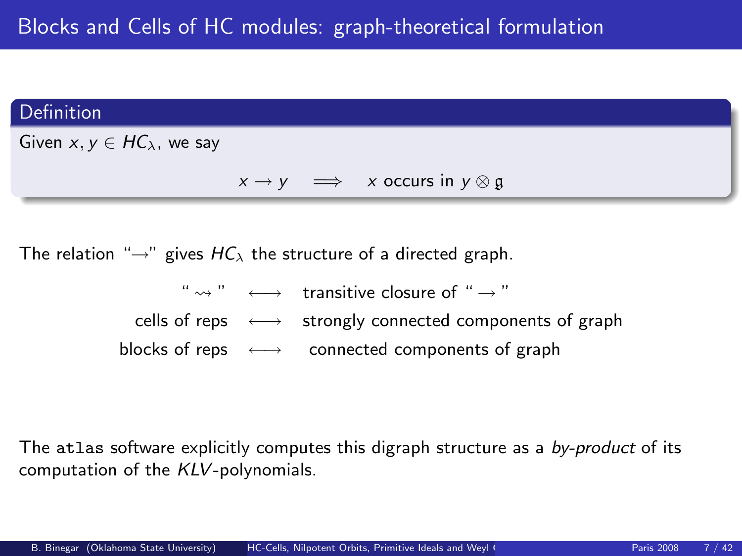# Blocks and Cells of HC modules: graph-theoretical formulation

**Definition**

Given $x, y \in HC_\lambda$, we say

$$x \rightarrow y \quad \Longrightarrow \quad x \text{ occurs in } y \otimes \mathfrak{g}$$

The relation "$\rightarrow$" gives $HC_\lambda$ the structure of a directed graph.

| | | |
|---|---|---|
| " $\rightsquigarrow$ " | $\longleftrightarrow$ | transitive closure of " $\rightarrow$ " |
| cells of reps | $\longleftrightarrow$ | strongly connected components of graph |
| blocks of reps | $\longleftrightarrow$ | connected components of graph |

The `atlas` software explicitly computes this digraph structure as a *by-product* of its computation of the $KLV$-polynomials.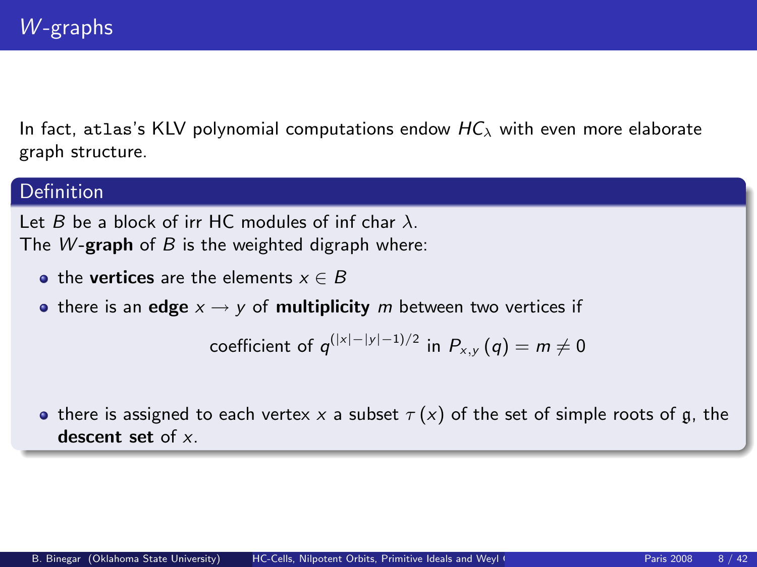# $W$-graphs

In fact, `atlas`'s KLV polynomial computations endow $HC_\lambda$ with even more elaborate graph structure.

**Definition**

Let $B$ be a block of irr HC modules of inf char $\lambda$.
The $W$-**graph** of $B$ is the weighted digraph where:

- the **vertices** are the elements $x \in B$
- there is an **edge** $x \to y$ of **multiplicity** $m$ between two vertices if

$$\text{coefficient of } q^{(|x|-|y|-1)/2} \text{ in } P_{x,y}(q) = m \neq 0$$

- there is assigned to each vertex $x$ a subset $\tau(x)$ of the set of simple roots of $\mathfrak{g}$, the **descent set** of $x$.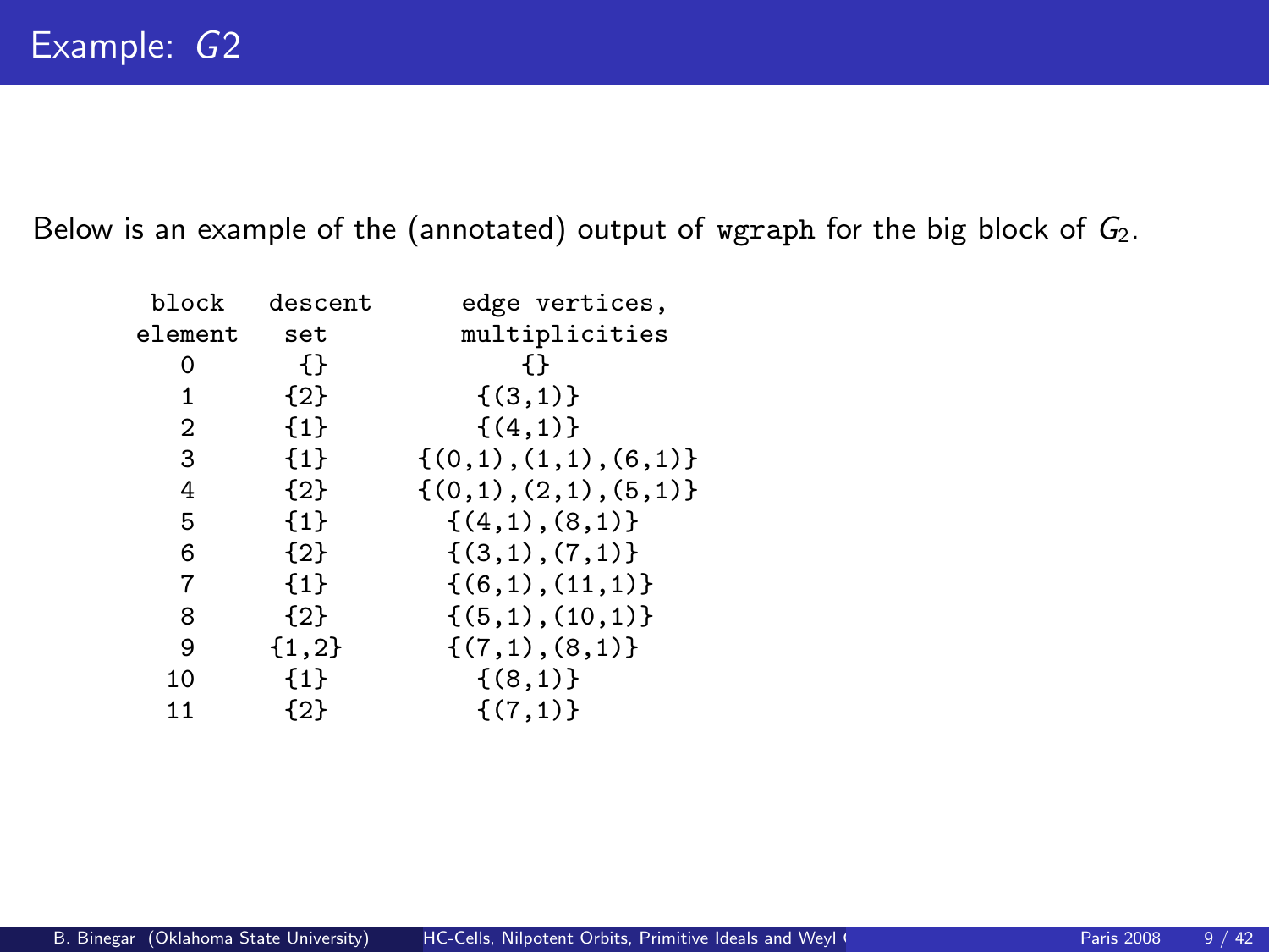# Example: $G2$

Below is an example of the (annotated) output of `wgraph` for the big block of $G_2$.

```
  block    descent       edge vertices,
 element    set          multiplicities
    0        {}               {}
    1       {2}            {(3,1)}
    2       {1}            {(4,1)}
    3       {1}       {(0,1),(1,1),(6,1)}
    4       {2}       {(0,1),(2,1),(5,1)}
    5       {1}          {(4,1),(8,1)}
    6       {2}          {(3,1),(7,1)}
    7       {1}          {(6,1),(11,1)}
    8       {2}          {(5,1),(10,1)}
    9      {1,2}         {(7,1),(8,1)}
   10       {1}            {(8,1)}
   11       {2}            {(7,1)}
```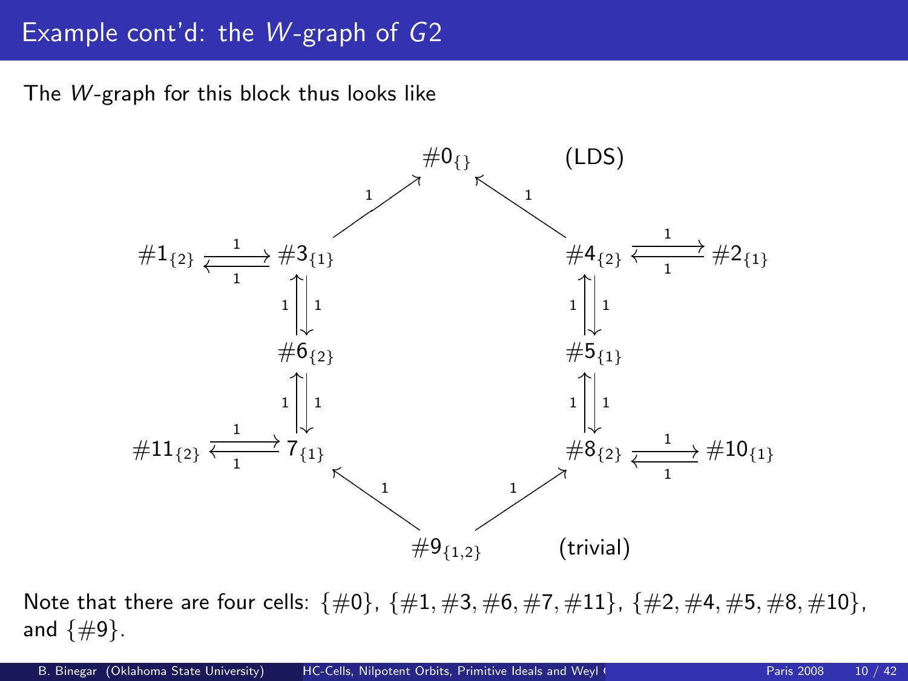# Example cont'd: the $W$-graph of $G2$

The $W$-graph for this block thus looks like

$\#0_{\{\}}$ (LDS)

$\#1_{\{2\}}$ $\#3_{\{1\}}$ $\#4_{\{2\}}$ $\#2_{\{1\}}$

$\#6_{\{2\}}$ $\#5_{\{1\}}$

$\#11_{\{2\}}$ $7_{\{1\}}$ $\#8_{\{2\}}$ $\#10_{\{1\}}$

$\#9_{\{1,2\}}$ (trivial)

Note that there are four cells: $\{\#0\}$, $\{\#1, \#3, \#6, \#7, \#11\}$, $\{\#2, \#4, \#5, \#8, \#10\}$, and $\{\#9\}$.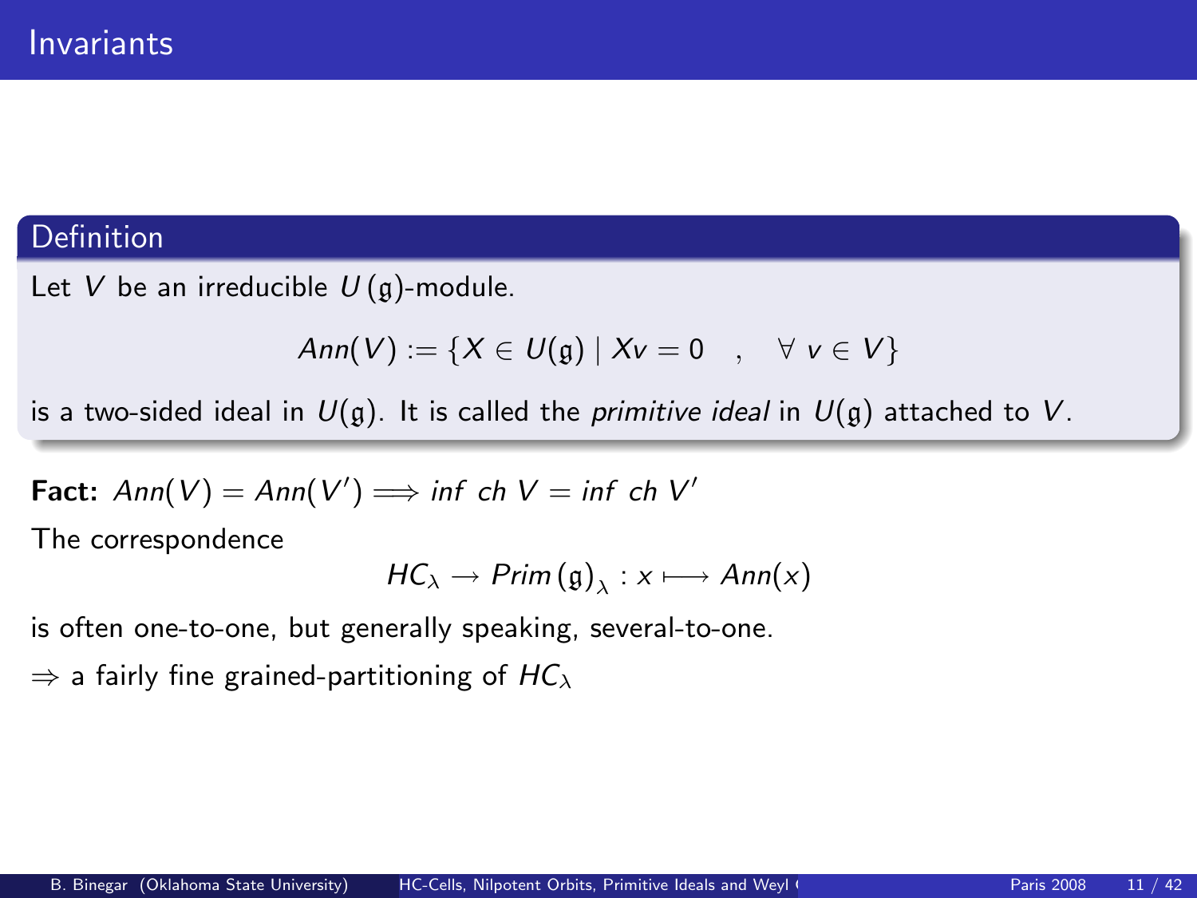# Invariants

**Definition**

Let $V$ be an irreducible $U(\mathfrak{g})$-module.

$$Ann(V) := \{X \in U(\mathfrak{g}) \mid Xv = 0 \quad , \quad \forall \; v \in V\}$$

is a two-sided ideal in $U(\mathfrak{g})$. It is called the *primitive ideal* in $U(\mathfrak{g})$ attached to $V$.

**Fact:** $Ann(V) = Ann(V') \Longrightarrow inf \; ch \; V = inf \; ch \; V'$

The correspondence

$$HC_\lambda \to Prim(\mathfrak{g})_\lambda : x \longmapsto Ann(x)$$

is often one-to-one, but generally speaking, several-to-one.

$\Rightarrow$ a fairly fine grained-partitioning of $HC_\lambda$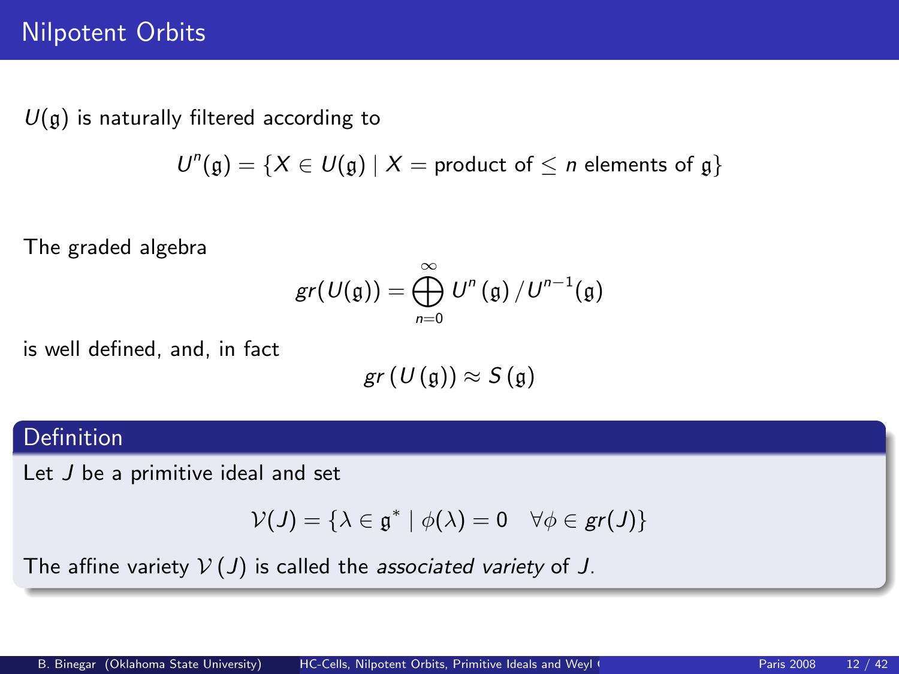# Nilpotent Orbits

$U(\mathfrak{g})$ is naturally filtered according to

$$U^n(\mathfrak{g}) = \{X \in U(\mathfrak{g}) \mid X = \text{product of} \leq n \text{ elements of } \mathfrak{g}\}$$

The graded algebra

$$gr(U(\mathfrak{g})) = \bigoplus_{n=0}^{\infty} U^n(\mathfrak{g}) / U^{n-1}(\mathfrak{g})$$

is well defined, and, in fact

$$gr(U(\mathfrak{g})) \approx S(\mathfrak{g})$$

**Definition**

Let $J$ be a primitive ideal and set

$$\mathcal{V}(J) = \{\lambda \in \mathfrak{g}^* \mid \phi(\lambda) = 0 \quad \forall \phi \in gr(J)\}$$

The affine variety $\mathcal{V}(J)$ is called the *associated variety* of $J$.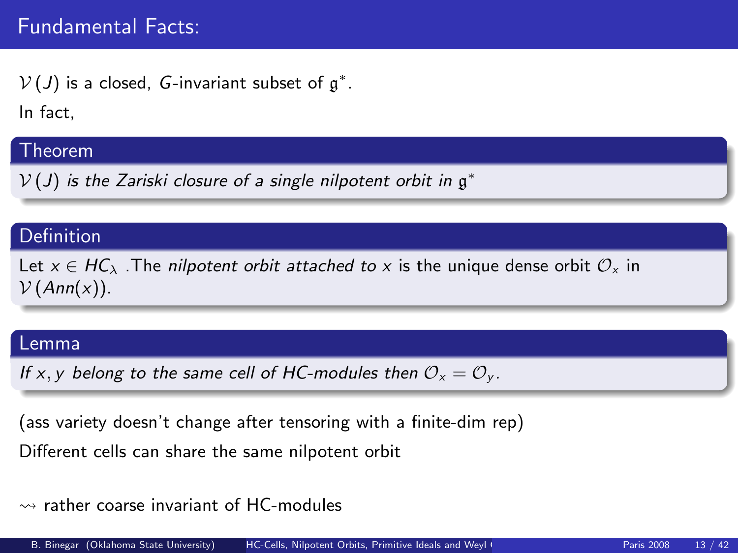# Fundamental Facts:

$\mathcal{V}(J)$ is a closed, $G$-invariant subset of $\mathfrak{g}^*$.

In fact,

**Theorem**

*$\mathcal{V}(J)$ is the Zariski closure of a single nilpotent orbit in $\mathfrak{g}^*$*

**Definition**

Let $x \in HC_\lambda$ .The *nilpotent orbit attached to* $x$ is the unique dense orbit $\mathcal{O}_x$ in $\mathcal{V}(Ann(x))$.

**Lemma**

*If $x, y$ belong to the same cell of HC-modules then $\mathcal{O}_x = \mathcal{O}_y$.*

(ass variety doesn't change after tensoring with a finite-dim rep)

Different cells can share the same nilpotent orbit

$\rightsquigarrow$ rather coarse invariant of HC-modules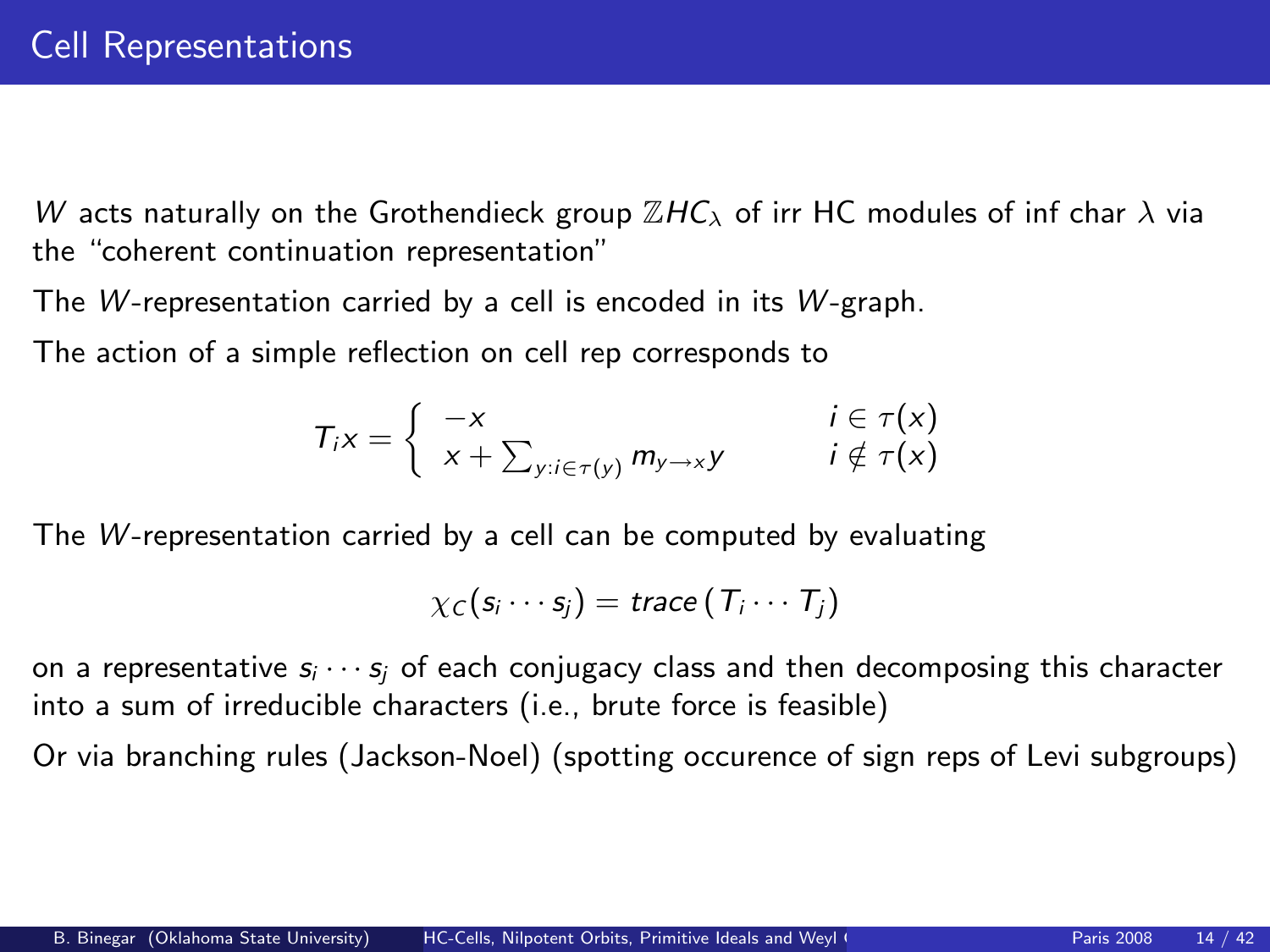# Cell Representations

$W$ acts naturally on the Grothendieck group $\mathbb{Z}HC_\lambda$ of irr HC modules of inf char $\lambda$ via the "coherent continuation representation"

The $W$-representation carried by a cell is encoded in its $W$-graph.

The action of a simple reflection on cell rep corresponds to

$$T_i x = \begin{cases} -x & i \in \tau(x) \\ x + \sum_{y : i \in \tau(y)} m_{y \to x} y & i \notin \tau(x) \end{cases}$$

The $W$-representation carried by a cell can be computed by evaluating

$$\chi_C(s_i \cdots s_j) = trace\left(T_i \cdots T_j\right)$$

on a representative $s_i \cdots s_j$ of each conjugacy class and then decomposing this character into a sum of irreducible characters (i.e., brute force is feasible)

Or via branching rules (Jackson-Noel) (spotting occurence of sign reps of Levi subgroups)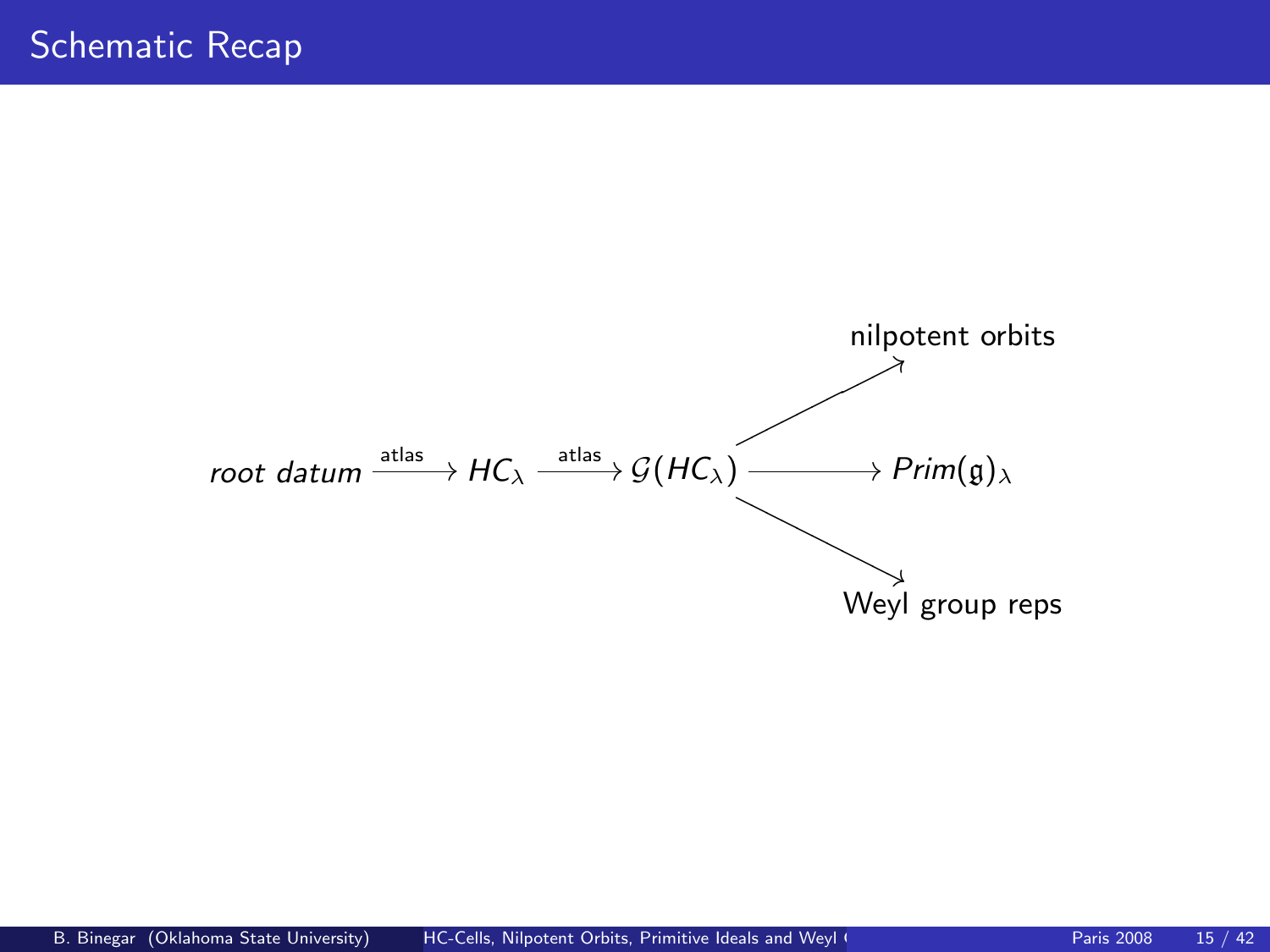# Schematic Recap

$$
\textit{root datum} \xrightarrow{\text{atlas}} HC_\lambda \xrightarrow{\text{atlas}} \mathcal{G}(HC_\lambda) \longrightarrow \begin{cases} \text{nilpotent orbits} \\ Prim(\mathfrak{g})_\lambda \\ \text{Weyl group reps} \end{cases}
$$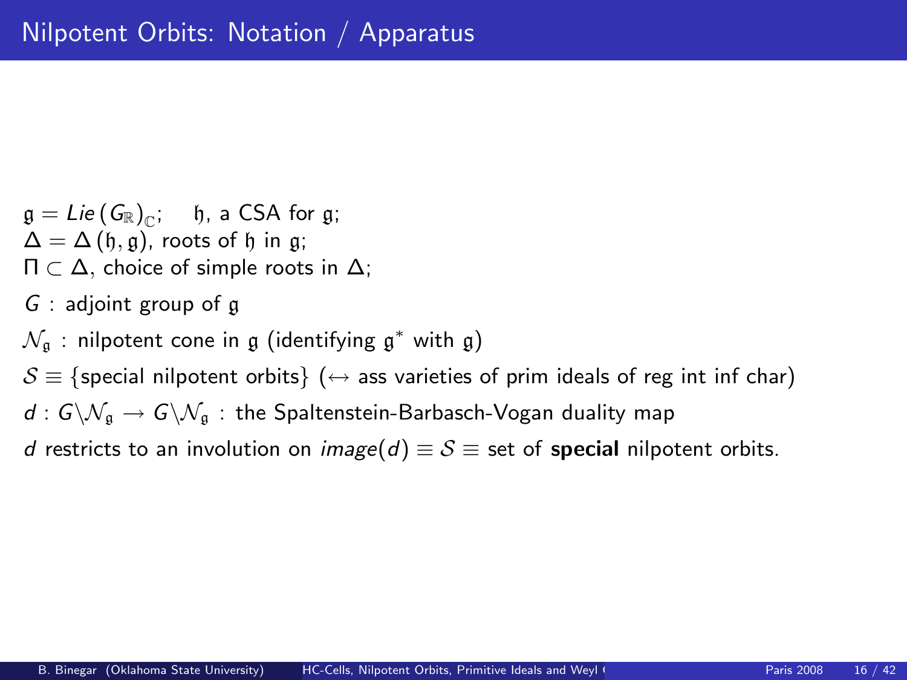# Nilpotent Orbits: Notation / Apparatus

$\mathfrak{g} = Lie\left(G_{\mathbb{R}}\right)_{\mathbb{C}}$; $\mathfrak{h}$, a CSA for $\mathfrak{g}$;
$\Delta = \Delta\left(\mathfrak{h}, \mathfrak{g}\right)$, roots of $\mathfrak{h}$ in $\mathfrak{g}$;
$\Pi \subset \Delta$, choice of simple roots in $\Delta$;

$G$ : adjoint group of $\mathfrak{g}$

$\mathcal{N}_{\mathfrak{g}}$ : nilpotent cone in $\mathfrak{g}$ (identifying $\mathfrak{g}^*$ with $\mathfrak{g}$)

$\mathcal{S} \equiv \{$special nilpotent orbits$\}$ ($\leftrightarrow$ ass varieties of prim ideals of reg int inf char)

$d : G\backslash\mathcal{N}_{\mathfrak{g}} \to G\backslash\mathcal{N}_{\mathfrak{g}}$ : the Spaltenstein-Barbasch-Vogan duality map

$d$ restricts to an involution on $image(d) \equiv \mathcal{S} \equiv$ set of **special** nilpotent orbits.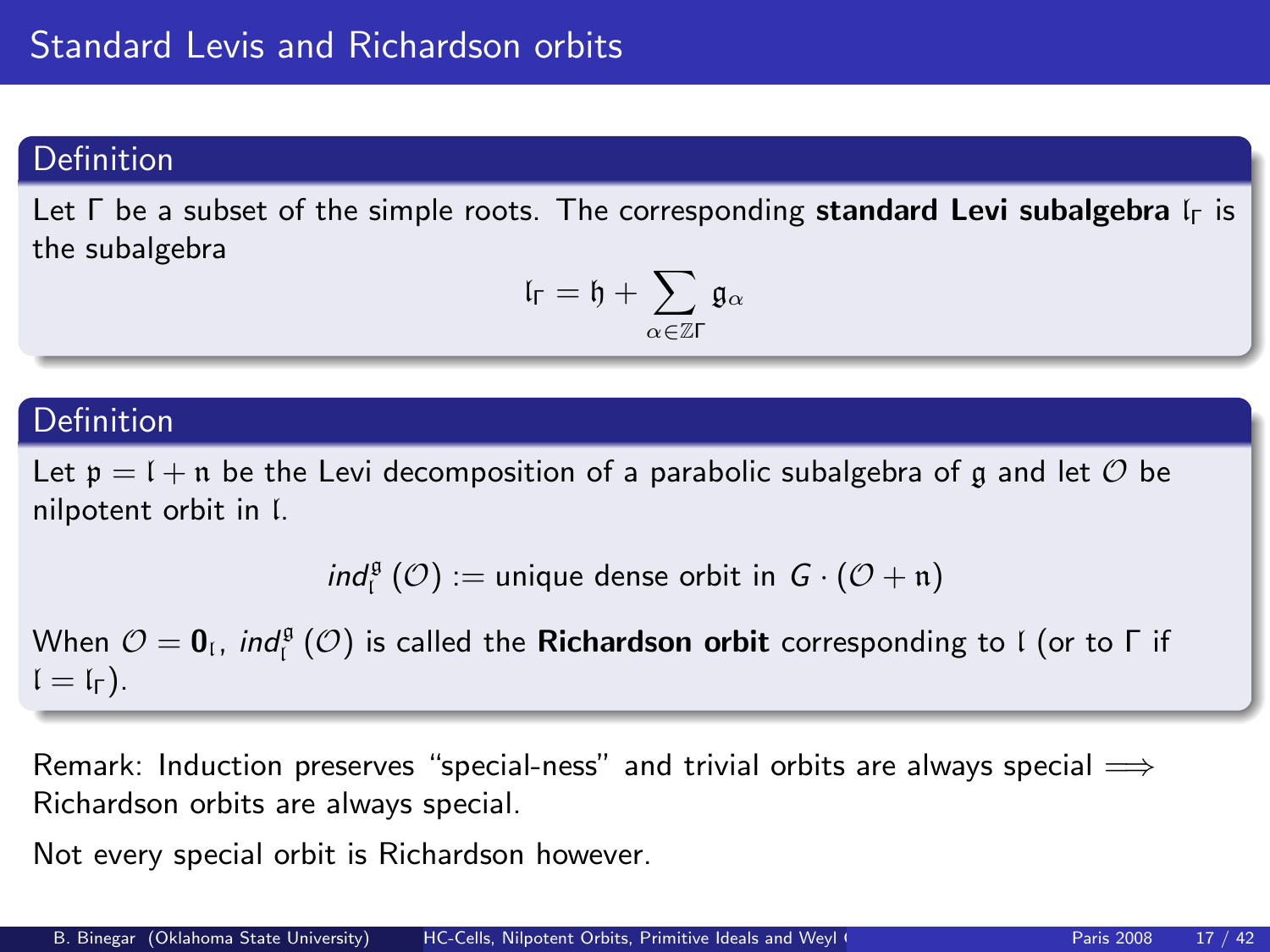# Standard Levis and Richardson orbits

## Definition

Let $\Gamma$ be a subset of the simple roots. The corresponding **standard Levi subalgebra** $\mathfrak{l}_\Gamma$ is the subalgebra

$$\mathfrak{l}_\Gamma = \mathfrak{h} + \sum_{\alpha \in \mathbb{Z}\Gamma} \mathfrak{g}_\alpha$$

## Definition

Let $\mathfrak{p} = \mathfrak{l} + \mathfrak{n}$ be the Levi decomposition of a parabolic subalgebra of $\mathfrak{g}$ and let $\mathcal{O}$ be nilpotent orbit in $\mathfrak{l}$.

$$ind_{\mathfrak{l}}^{\mathfrak{g}}(\mathcal{O}) := \text{unique dense orbit in } G \cdot (\mathcal{O} + \mathfrak{n})$$

When $\mathcal{O} = \mathbf{0}_{\mathfrak{l}}$, $ind_{\mathfrak{l}}^{\mathfrak{g}}(\mathcal{O})$ is called the **Richardson orbit** corresponding to $\mathfrak{l}$ (or to $\Gamma$ if $\mathfrak{l} = \mathfrak{l}_\Gamma$).

Remark: Induction preserves "special-ness" and trivial orbits are always special $\Longrightarrow$ Richardson orbits are always special.

Not every special orbit is Richardson however.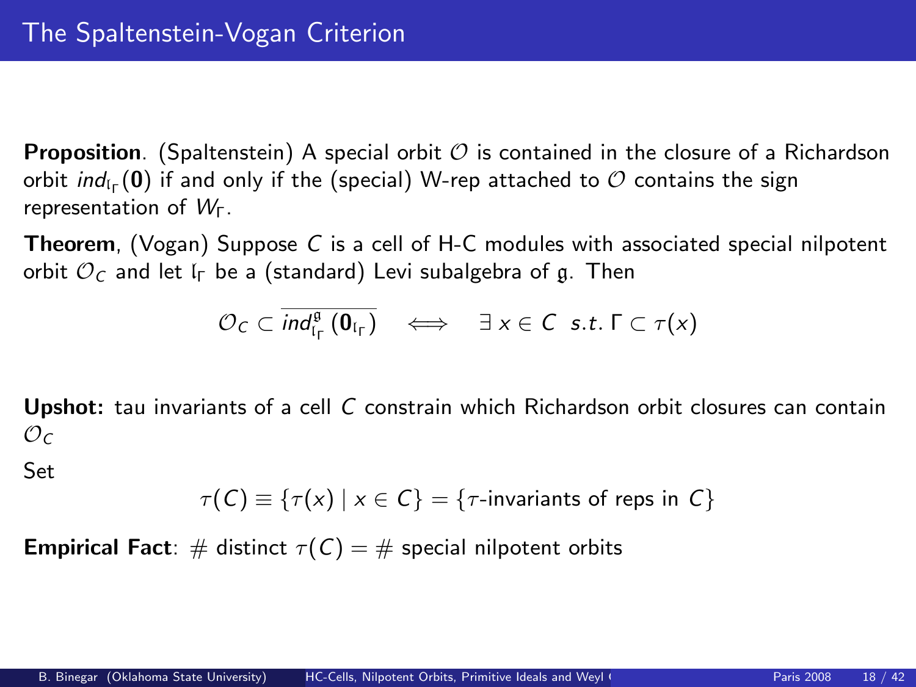# The Spaltenstein-Vogan Criterion

**Proposition**. (Spaltenstein) A special orbit $\mathcal{O}$ is contained in the closure of a Richardson orbit $ind_{\mathfrak{l}_\Gamma}(\mathbf{0})$ if and only if the (special) W-rep attached to $\mathcal{O}$ contains the sign representation of $W_\Gamma$.

**Theorem**, (Vogan) Suppose $C$ is a cell of H-C modules with associated special nilpotent orbit $\mathcal{O}_C$ and let $\mathfrak{l}_\Gamma$ be a (standard) Levi subalgebra of $\mathfrak{g}$. Then

$$\mathcal{O}_C \subset \overline{ind_{\mathfrak{l}_\Gamma}^{\mathfrak{g}}(\mathbf{0}_{\mathfrak{l}_\Gamma})} \quad \Longleftrightarrow \quad \exists\, x \in C \;\; s.t.\, \Gamma \subset \tau(x)$$

**Upshot:** tau invariants of a cell $C$ constrain which Richardson orbit closures can contain $\mathcal{O}_C$

Set

$$\tau(C) \equiv \{\tau(x) \mid x \in C\} = \{\tau\text{-invariants of reps in } C\}$$

**Empirical Fact**: # distinct $\tau(C)$ = # special nilpotent orbits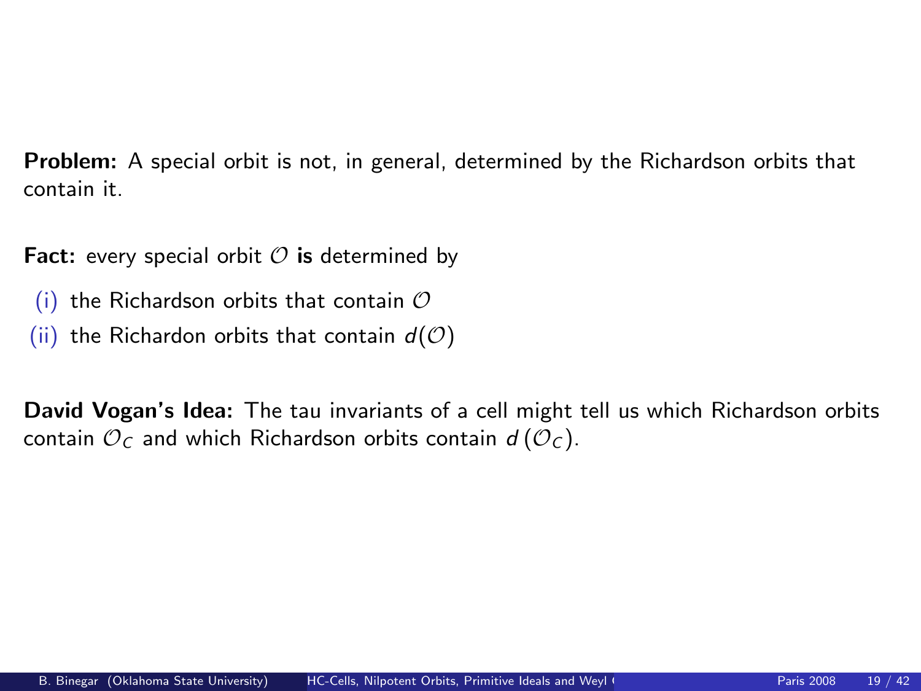**Problem:** A special orbit is not, in general, determined by the Richardson orbits that contain it.

**Fact:** every special orbit $\mathcal{O}$ **is** determined by

(i) the Richardson orbits that contain $\mathcal{O}$

(ii) the Richardon orbits that contain $d(\mathcal{O})$

**David Vogan's Idea:** The tau invariants of a cell might tell us which Richardson orbits contain $\mathcal{O}_C$ and which Richardson orbits contain $d\left(\mathcal{O}_C\right)$.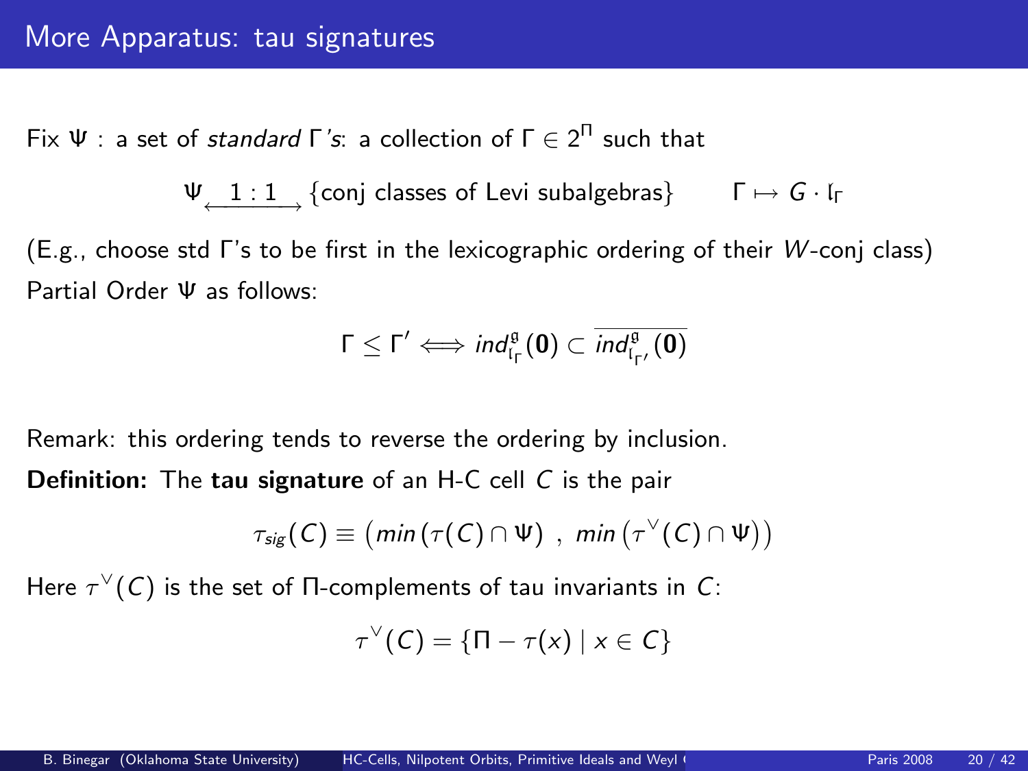# More Apparatus: tau signatures

Fix $\Psi$ : a set of *standard* $\Gamma$'s: a collection of $\Gamma \in 2^{\Pi}$ such that

$$\Psi \underset{\longleftrightarrow}{1:1} \{\text{conj classes of Levi subalgebras}\} \qquad \Gamma \mapsto G \cdot \mathfrak{l}_{\Gamma}$$

(E.g., choose std $\Gamma$'s to be first in the lexicographic ordering of their $W$-conj class)

Partial Order $\Psi$ as follows:

$$\Gamma \leq \Gamma' \iff ind_{\mathfrak{l}_{\Gamma}}^{\mathfrak{g}}(\mathbf{0}) \subset \overline{ind_{\mathfrak{l}_{\Gamma'}}^{\mathfrak{g}}(\mathbf{0})}$$

Remark: this ordering tends to reverse the ordering by inclusion.

**Definition:** The **tau signature** of an H-C cell $C$ is the pair

$$\tau_{sig}(C) \equiv \left(min\left(\tau(C) \cap \Psi\right) \ , \ min\left(\tau^{\vee}(C) \cap \Psi\right)\right)$$

Here $\tau^{\vee}(C)$ is the set of $\Pi$-complements of tau invariants in $C$:

$$\tau^{\vee}(C) = \{\Pi - \tau(x) \mid x \in C\}$$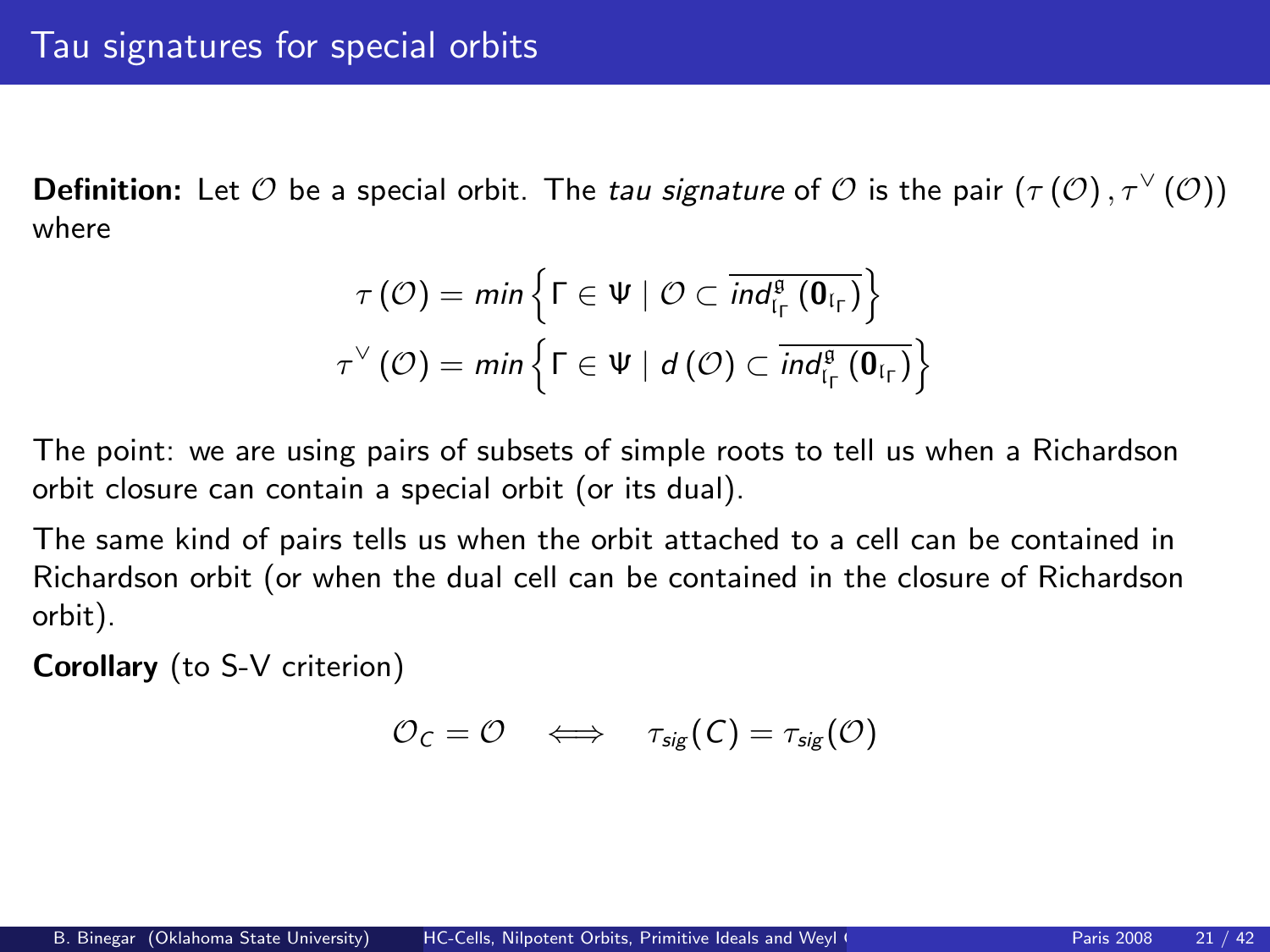# Tau signatures for special orbits

**Definition:** Let $\mathcal{O}$ be a special orbit. The *tau signature* of $\mathcal{O}$ is the pair $\left(\tau\left(\mathcal{O}\right), \tau^{\vee}\left(\mathcal{O}\right)\right)$ where

$$\tau\left(\mathcal{O}\right) = min\left\{\Gamma \in \Psi \mid \mathcal{O} \subset \overline{ind_{\mathfrak{l}_{\Gamma}}^{\mathfrak{g}}\left(\mathbf{0}_{\mathfrak{l}_{\Gamma}}\right)}\right\}$$

$$\tau^{\vee}\left(\mathcal{O}\right) = min\left\{\Gamma \in \Psi \mid d\left(\mathcal{O}\right) \subset \overline{ind_{\mathfrak{l}_{\Gamma}}^{\mathfrak{g}}\left(\mathbf{0}_{\mathfrak{l}_{\Gamma}}\right)}\right\}$$

The point: we are using pairs of subsets of simple roots to tell us when a Richardson orbit closure can contain a special orbit (or its dual).

The same kind of pairs tells us when the orbit attached to a cell can be contained in Richardson orbit (or when the dual cell can be contained in the closure of Richardson orbit).

**Corollary** (to S-V criterion)

$$\mathcal{O}_{C} = \mathcal{O} \quad \Longleftrightarrow \quad \tau_{sig}(C) = \tau_{sig}(\mathcal{O})$$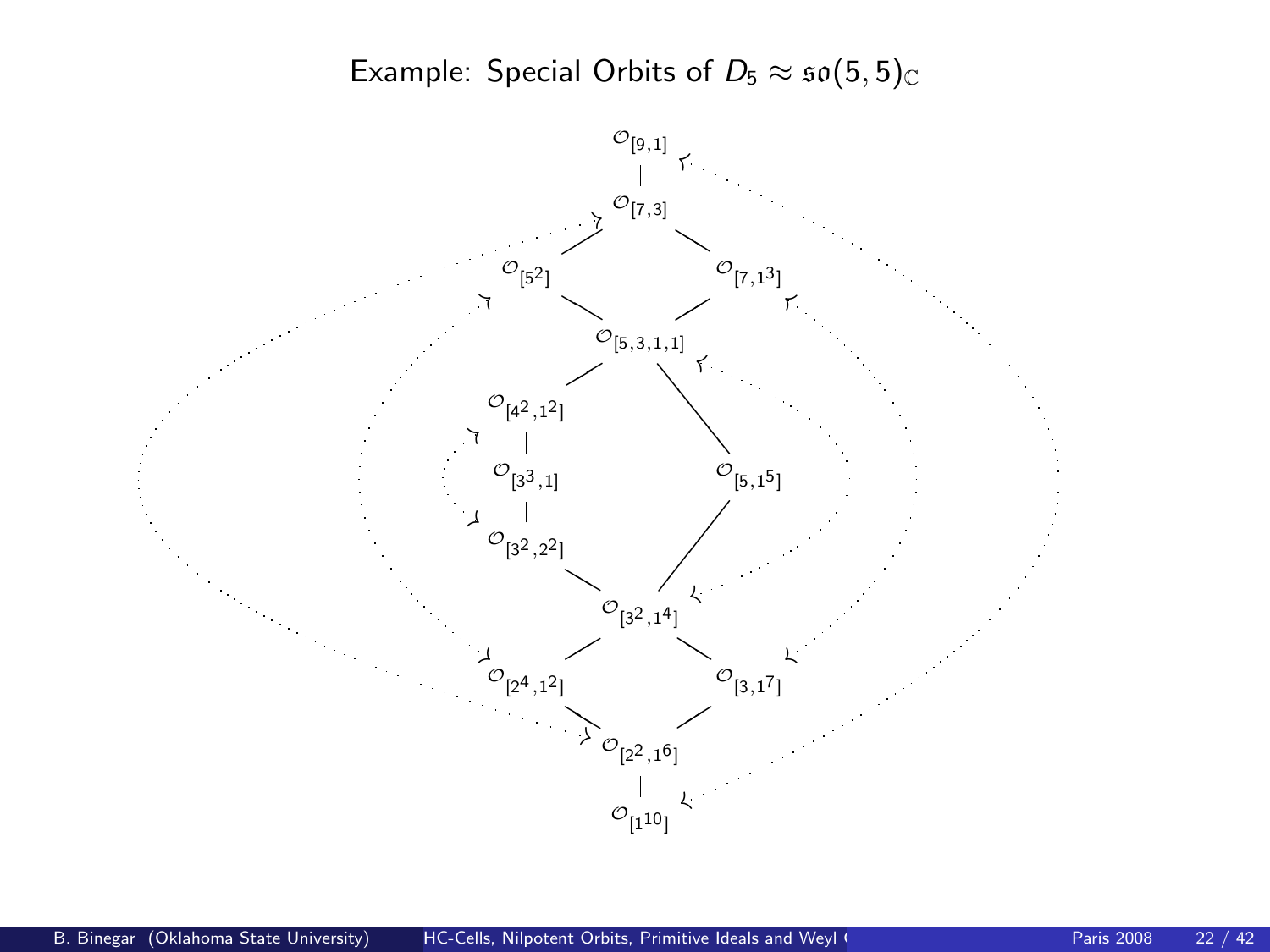# Example: Special Orbits of $D_5 \approx \mathfrak{so}(5,5)_{\mathbb{C}}$

$\mathcal{O}_{[9,1]}$

$\mathcal{O}_{[7,3]}$

$\mathcal{O}_{[5^2]}$ $\mathcal{O}_{[7,1^3]}$

$\mathcal{O}_{[5,3,1,1]}$

$\mathcal{O}_{[4^2,1^2]}$

$\mathcal{O}_{[3^3,1]}$ $\mathcal{O}_{[5,1^5]}$

$\mathcal{O}_{[3^2,2^2]}$

$\mathcal{O}_{[3^2,1^4]}$

$\mathcal{O}_{[2^4,1^2]}$ $\mathcal{O}_{[3,1^7]}$

$\mathcal{O}_{[2^2,1^6]}$

$\mathcal{O}_{[1^{10}]}$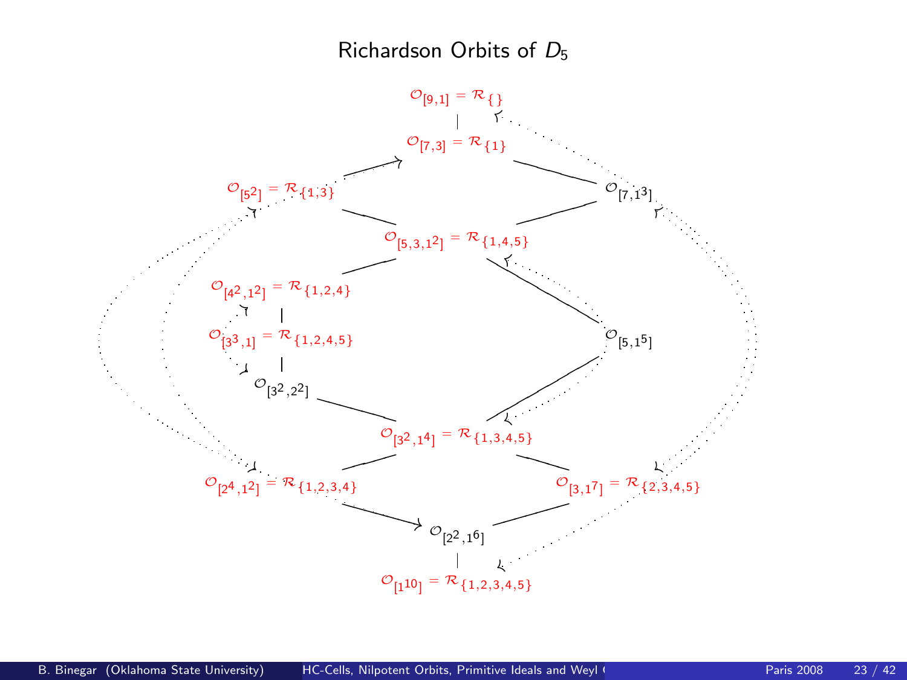# Richardson Orbits of $D_5$

$\mathcal{O}_{[9,1]} = \mathcal{R}_{\{\}}$

$\mathcal{O}_{[7,3]} = \mathcal{R}_{\{1\}}$

$\mathcal{O}_{[5^2]} = \mathcal{R}_{\{1,3\}}$

$\mathcal{O}_{[7,1^3]}$

$\mathcal{O}_{[5,3,1^2]} = \mathcal{R}_{\{1,4,5\}}$

$\mathcal{O}_{[4^2,1^2]} = \mathcal{R}_{\{1,2,4\}}$

$\mathcal{O}_{[3^3,1]} = \mathcal{R}_{\{1,2,4,5\}}$

$\mathcal{O}_{[5,1^5]}$

$\mathcal{O}_{[3^2,2^2]}$

$\mathcal{O}_{[3^2,1^4]} = \mathcal{R}_{\{1,3,4,5\}}$

$\mathcal{O}_{[2^4,1^2]} = \mathcal{R}_{\{1,2,3,4\}}$

$\mathcal{O}_{[3,1^7]} = \mathcal{R}_{\{2,3,4,5\}}$

$\mathcal{O}_{[2^2,1^6]}$

$\mathcal{O}_{[1^{10}]} = \mathcal{R}_{\{1,2,3,4,5\}}$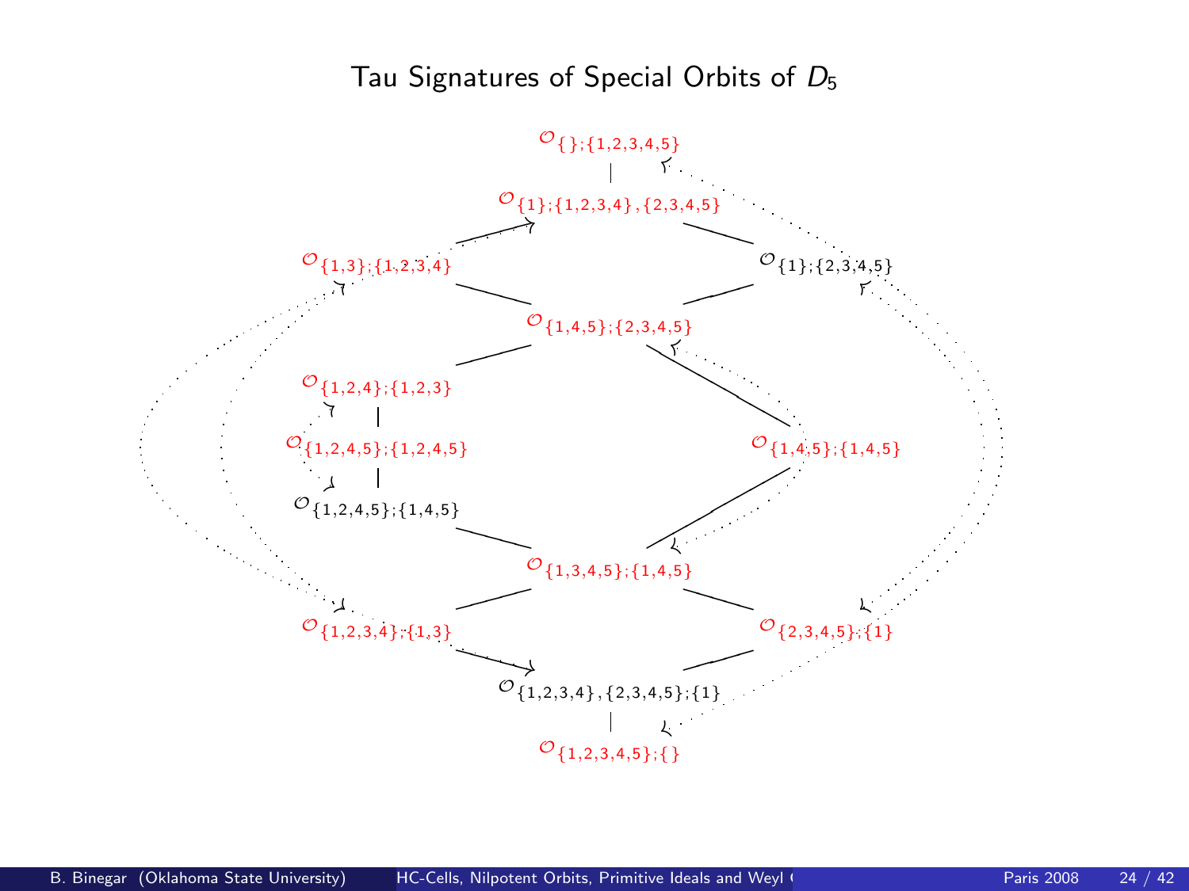# Tau Signatures of Special Orbits of $D_5$

$\mathcal{O}_{\{\};\{1,2,3,4,5\}}$

$\mathcal{O}_{\{1\};\{1,2,3,4\},\{2,3,4,5\}}$

$\mathcal{O}_{\{1,3\};\{1,2,3,4\}}$ $\mathcal{O}_{\{1\};\{2,3,4,5\}}$

$\mathcal{O}_{\{1,4,5\};\{2,3,4,5\}}$

$\mathcal{O}_{\{1,2,4\};\{1,2,3\}}$

$\mathcal{O}_{\{1,2,4,5\};\{1,2,4,5\}}$ $\mathcal{O}_{\{1,4,5\};\{1,4,5\}}$

$\mathcal{O}_{\{1,2,4,5\};\{1,4,5\}}$

$\mathcal{O}_{\{1,3,4,5\};\{1,4,5\}}$

$\mathcal{O}_{\{1,2,3,4\};\{1,3\}}$ $\mathcal{O}_{\{2,3,4,5\};\{1\}}$

$\mathcal{O}_{\{1,2,3,4\},\{2,3,4,5\};\{1\}}$

$\mathcal{O}_{\{1,2,3,4,5\};\{\}}$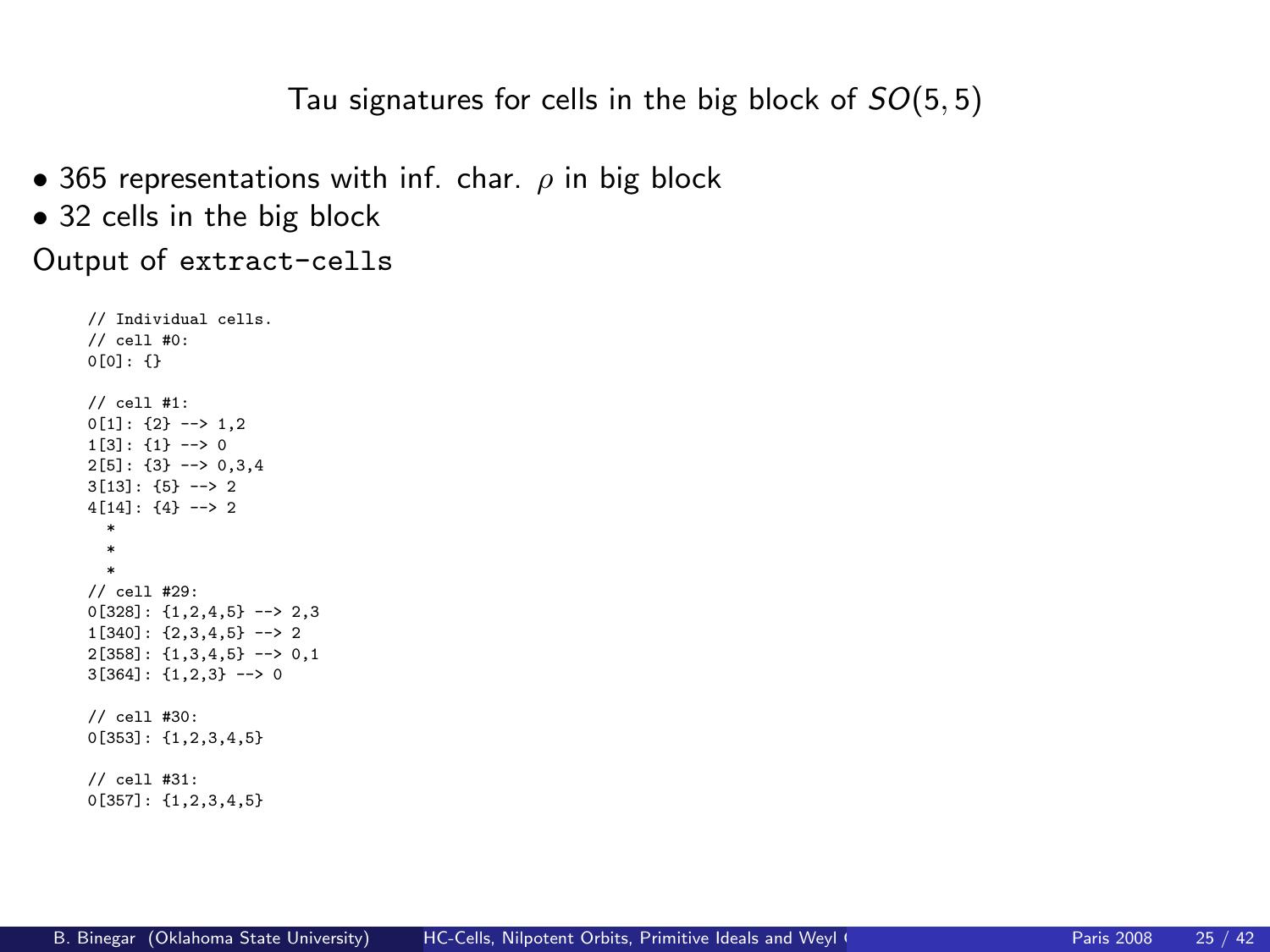## Tau signatures for cells in the big block of $SO(5,5)$

- 365 representations with inf. char. $\rho$ in big block
- 32 cells in the big block

Output of `extract-cells`

```
// Individual cells.
// cell #0:
0[0]: {}

// cell #1:
0[1]: {2} --> 1,2
1[3]: {1} --> 0
2[5]: {3} --> 0,3,4
3[13]: {5} --> 2
4[14]: {4} --> 2
  *
  *
  *
// cell #29:
0[328]: {1,2,4,5} --> 2,3
1[340]: {2,3,4,5} --> 2
2[358]: {1,3,4,5} --> 0,1
3[364]: {1,2,3} --> 0

// cell #30:
0[353]: {1,2,3,4,5}

// cell #31:
0[357]: {1,2,3,4,5}
```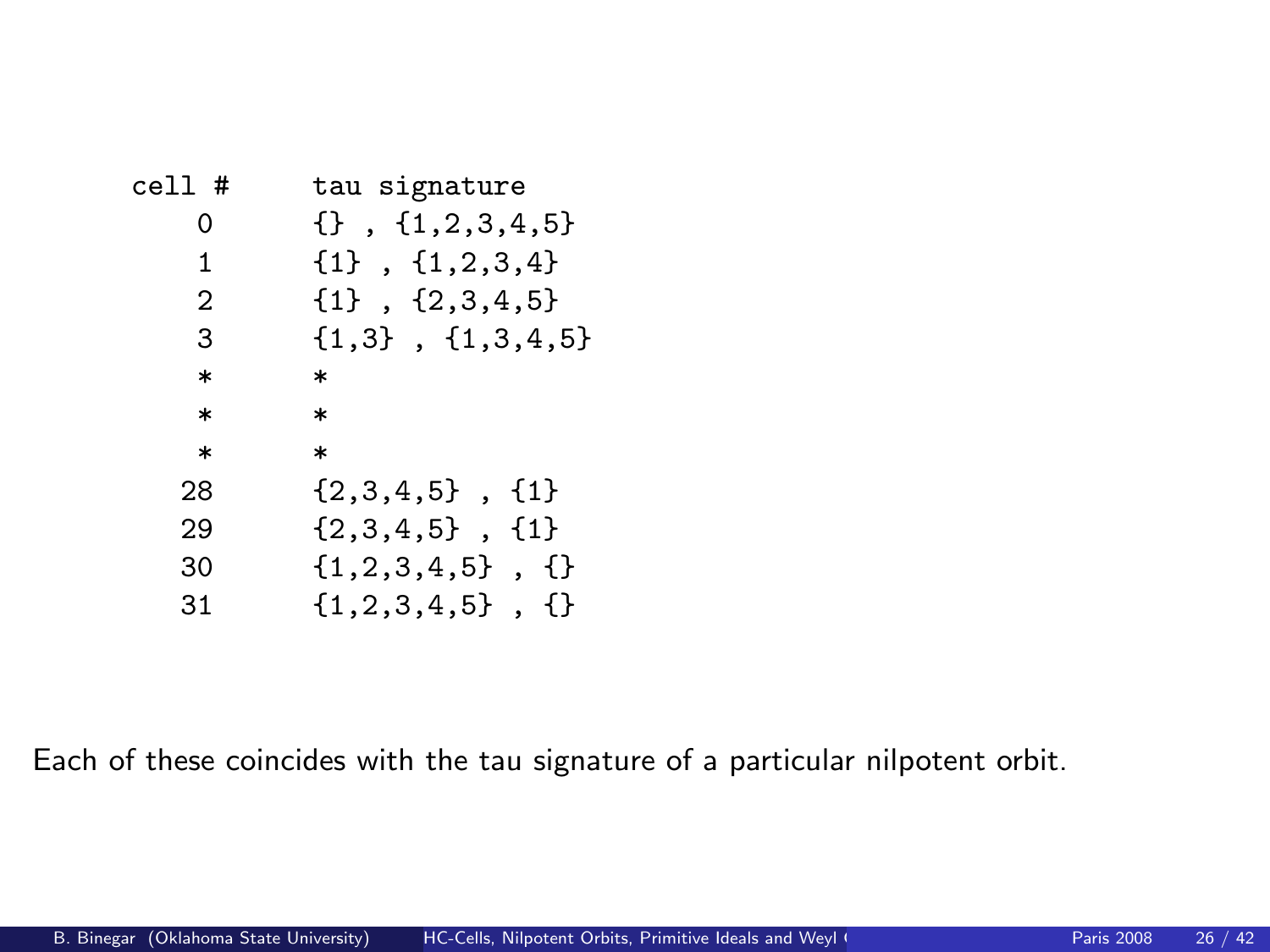| cell # | tau signature |
|---|---|
| 0 | {} , {1,2,3,4,5} |
| 1 | {1} , {1,2,3,4} |
| 2 | {1} , {2,3,4,5} |
| 3 | {1,3} , {1,3,4,5} |
| * | * |
| * | * |
| * | * |
| 28 | {2,3,4,5} , {1} |
| 29 | {2,3,4,5} , {1} |
| 30 | {1,2,3,4,5} , {} |
| 31 | {1,2,3,4,5} , {} |

Each of these coincides with the tau signature of a particular nilpotent orbit.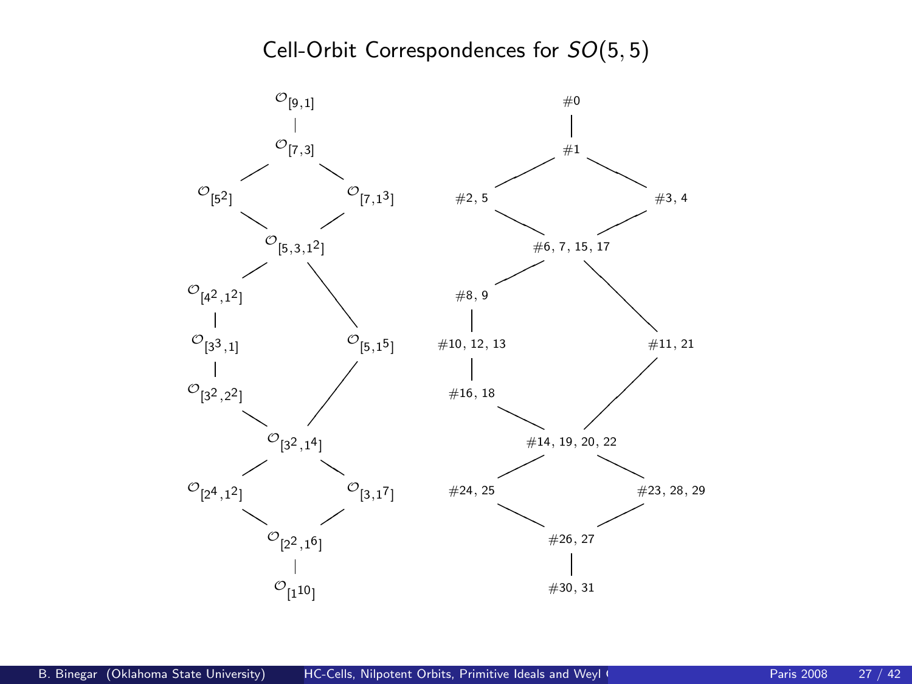# Cell-Orbit Correspondences for $SO(5,5)$

| Orbit | Cells |
| --- | --- |
| $\mathcal{O}_{[9,1]}$ | #0 |
| $\mathcal{O}_{[7,3]}$ | #1 |
| $\mathcal{O}_{[5^2]}$ | #2, 5 |
| $\mathcal{O}_{[7,1^3]}$ | #3, 4 |
| $\mathcal{O}_{[5,3,1^2]}$ | #6, 7, 15, 17 |
| $\mathcal{O}_{[4^2,1^2]}$ | #8, 9 |
| $\mathcal{O}_{[3^3,1]}$ | #10, 12, 13 |
| $\mathcal{O}_{[5,1^5]}$ | #11, 21 |
| $\mathcal{O}_{[3^2,2^2]}$ | #16, 18 |
| $\mathcal{O}_{[3^2,1^4]}$ | #14, 19, 20, 22 |
| $\mathcal{O}_{[2^4,1^2]}$ | #24, 25 |
| $\mathcal{O}_{[3,1^7]}$ | #23, 28, 29 |
| $\mathcal{O}_{[2^2,1^6]}$ | #26, 27 |
| $\mathcal{O}_{[1^{10}]}$ | #30, 31 |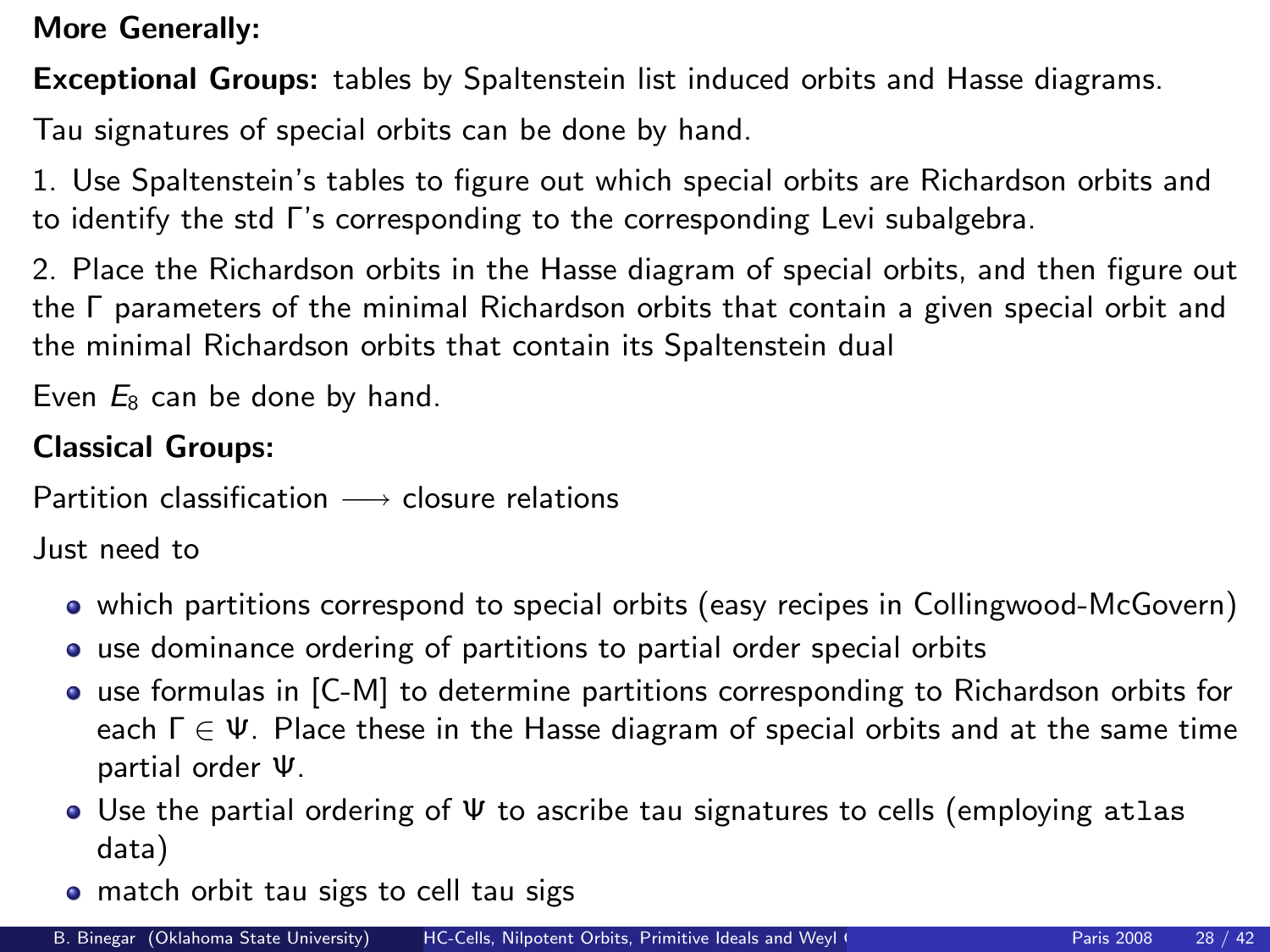**More Generally:**

**Exceptional Groups:** tables by Spaltenstein list induced orbits and Hasse diagrams.

Tau signatures of special orbits can be done by hand.

1. Use Spaltenstein's tables to figure out which special orbits are Richardson orbits and to identify the std $\Gamma$'s corresponding to the corresponding Levi subalgebra.

2. Place the Richardson orbits in the Hasse diagram of special orbits, and then figure out the $\Gamma$ parameters of the minimal Richardson orbits that contain a given special orbit and the minimal Richardson orbits that contain its Spaltenstein dual

Even $E_8$ can be done by hand.

**Classical Groups:**

Partition classification $\longrightarrow$ closure relations

Just need to

- which partitions correspond to special orbits (easy recipes in Collingwood-McGovern)
- use dominance ordering of partitions to partial order special orbits
- use formulas in [C-M] to determine partitions corresponding to Richardson orbits for each $\Gamma \in \Psi$. Place these in the Hasse diagram of special orbits and at the same time partial order $\Psi$.
- Use the partial ordering of $\Psi$ to ascribe tau signatures to cells (employing `atlas` data)
- match orbit tau sigs to cell tau sigs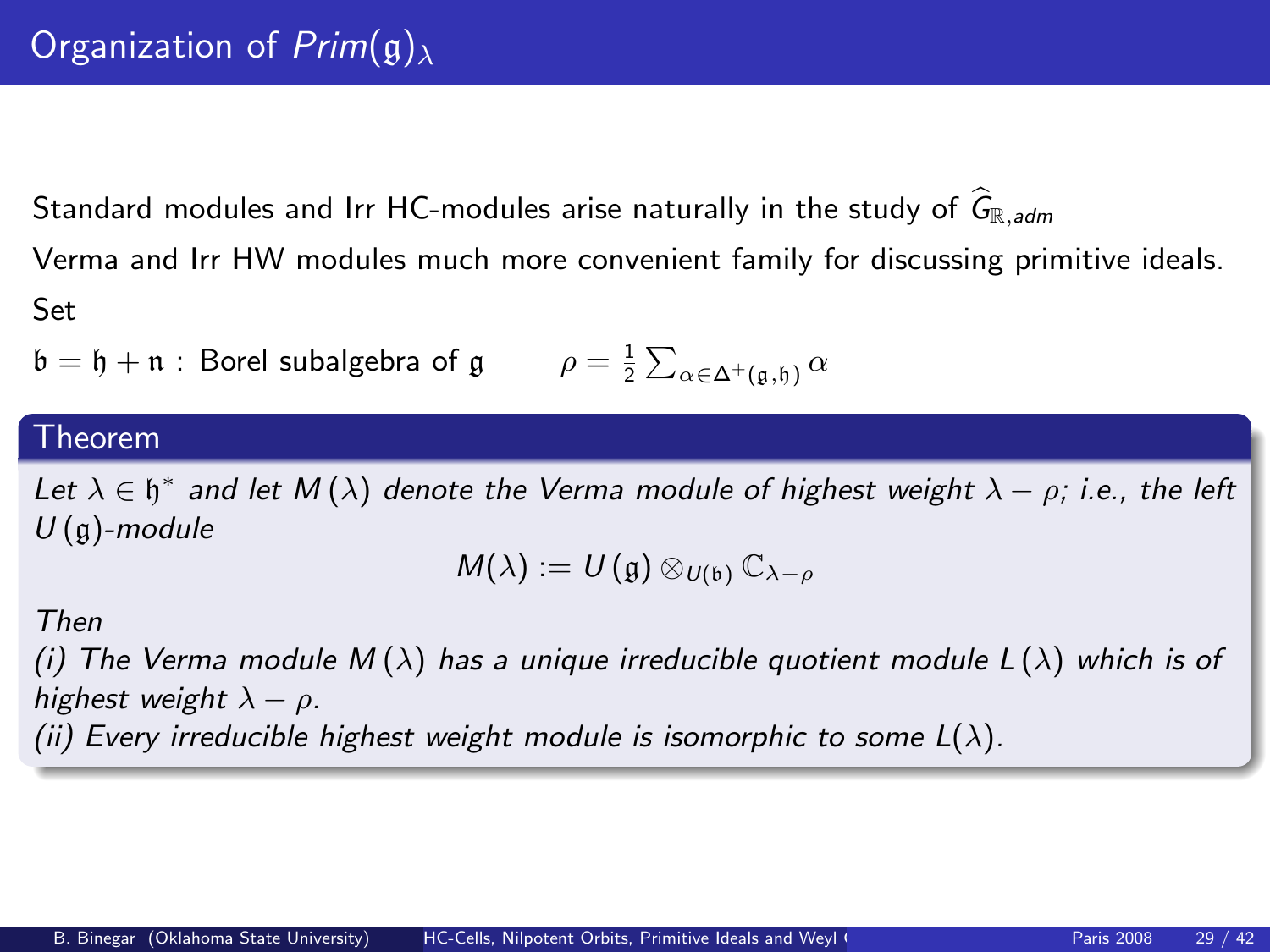# Organization of $Prim(\mathfrak{g})_\lambda$

Standard modules and Irr HC-modules arise naturally in the study of $\widehat{G}_{\mathbb{R},adm}$

Verma and Irr HW modules much more convenient family for discussing primitive ideals.

Set

$\mathfrak{b} = \mathfrak{h} + \mathfrak{n}$ : Borel subalgebra of $\mathfrak{g}$ $\qquad \rho = \frac{1}{2}\sum_{\alpha \in \Delta^+(\mathfrak{g},\mathfrak{h})} \alpha$

**Theorem**

*Let $\lambda \in \mathfrak{h}^*$ and let $M(\lambda)$ denote the Verma module of highest weight $\lambda - \rho$; i.e., the left $U(\mathfrak{g})$-module*

$$M(\lambda) := U(\mathfrak{g}) \otimes_{U(\mathfrak{b})} \mathbb{C}_{\lambda-\rho}$$

*Then*

*(i) The Verma module $M(\lambda)$ has a unique irreducible quotient module $L(\lambda)$ which is of highest weight $\lambda - \rho$.*

*(ii) Every irreducible highest weight module is isomorphic to some $L(\lambda)$.*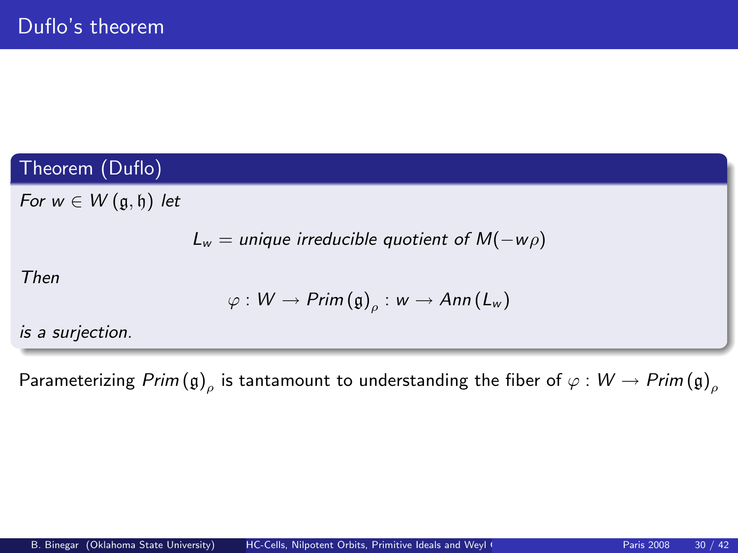# Duflo's theorem

**Theorem (Duflo)**

*For $w \in W(\mathfrak{g}, \mathfrak{h})$ let*

$$L_w = \text{unique irreducible quotient of } M(-w\rho)$$

*Then*

$$\varphi : W \to Prim(\mathfrak{g})_\rho : w \to Ann(L_w)$$

*is a surjection.*

Parameterizing $Prim(\mathfrak{g})_\rho$ is tantamount to understanding the fiber of $\varphi : W \to Prim(\mathfrak{g})_\rho$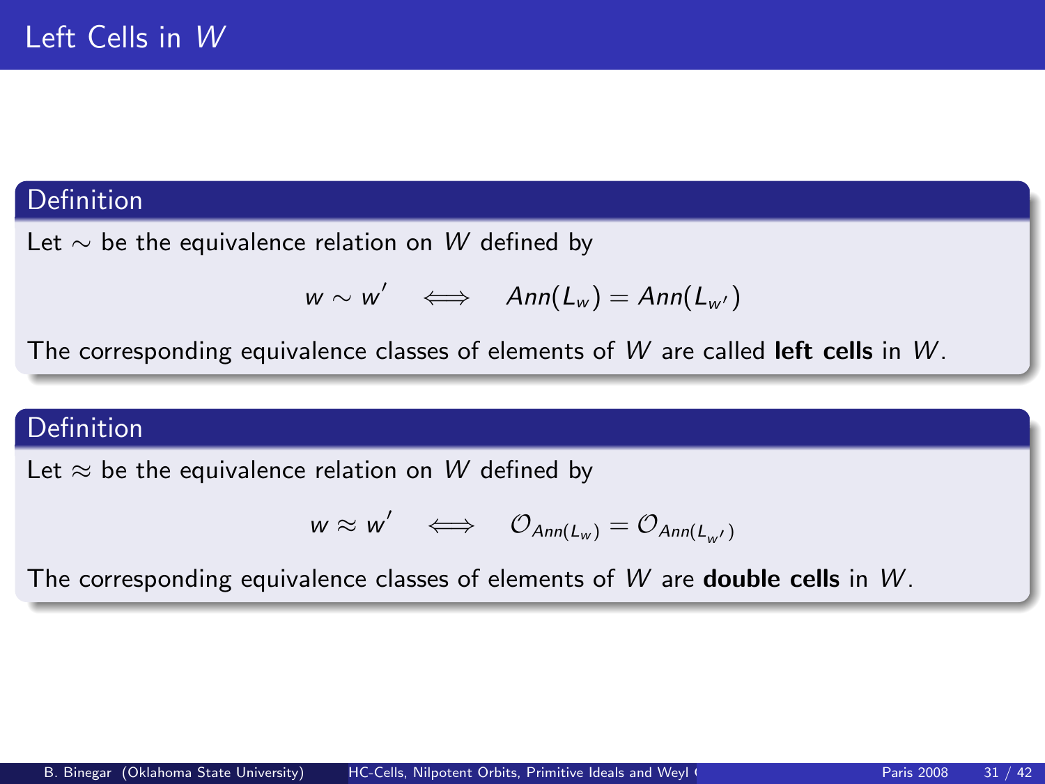# Left Cells in $W$

**Definition**

Let $\sim$ be the equivalence relation on $W$ defined by

$$w \sim w' \quad \Longleftrightarrow \quad Ann(L_w) = Ann(L_{w'})$$

The corresponding equivalence classes of elements of $W$ are called **left cells** in $W$.

**Definition**

Let $\approx$ be the equivalence relation on $W$ defined by

$$w \approx w' \quad \Longleftrightarrow \quad \mathcal{O}_{Ann(L_w)} = \mathcal{O}_{Ann(L_{w'})}$$

The corresponding equivalence classes of elements of $W$ are **double cells** in $W$.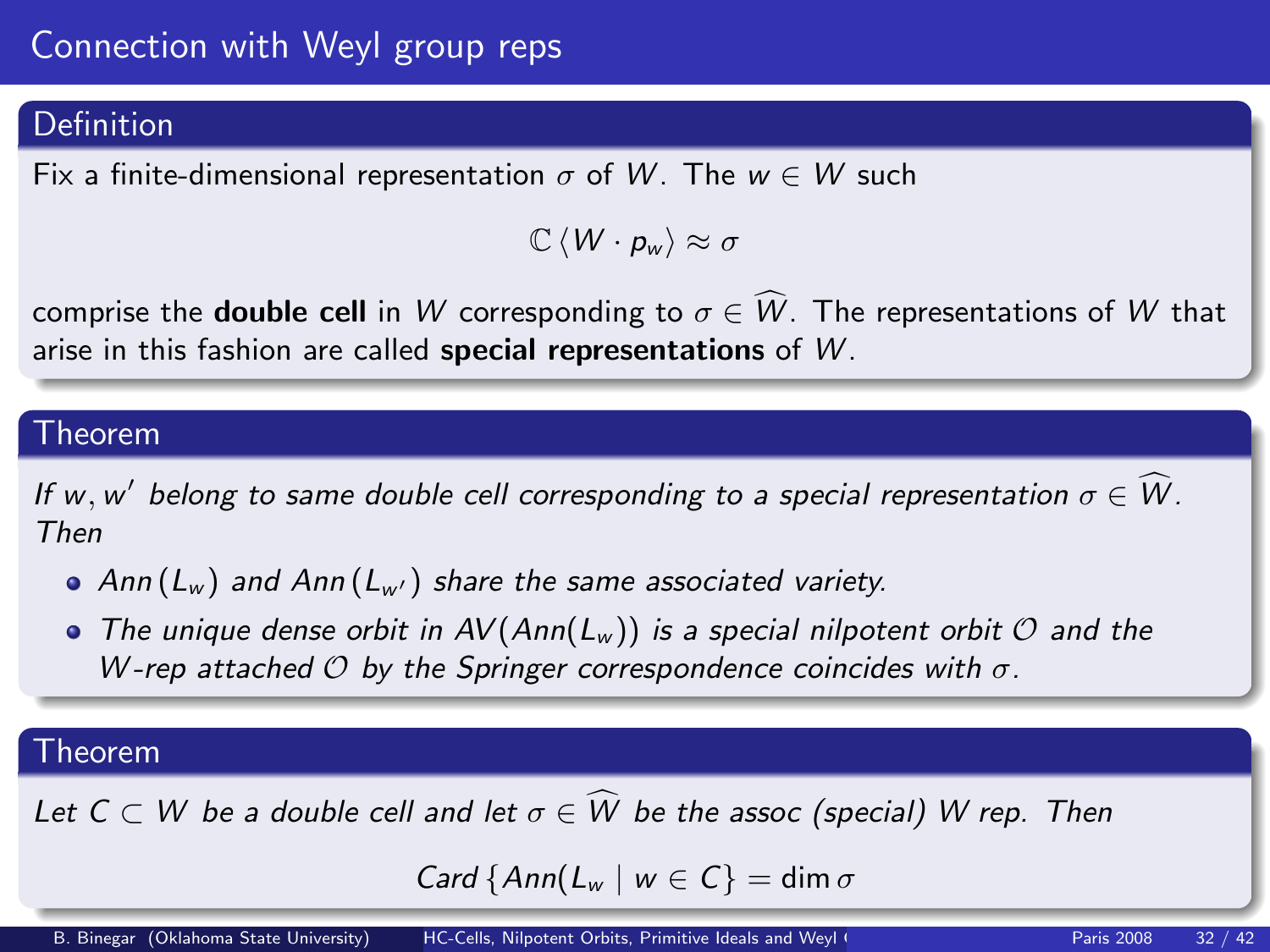# Connection with Weyl group reps

### Definition

Fix a finite-dimensional representation $\sigma$ of $W$. The $w \in W$ such

$$\mathbb{C}\left\langle W \cdot p_w \right\rangle \approx \sigma$$

comprise the **double cell** in $W$ corresponding to $\sigma \in \widehat{W}$. The representations of $W$ that arise in this fashion are called **special representations** of $W$.

### Theorem

*If $w, w'$ belong to same double cell corresponding to a special representation $\sigma \in \widehat{W}$. Then*

- *$Ann\left(L_w\right)$ and $Ann\left(L_{w'}\right)$ share the same associated variety.*
- *The unique dense orbit in $AV(Ann(L_w))$ is a special nilpotent orbit $\mathcal{O}$ and the $W$-rep attached $\mathcal{O}$ by the Springer correspondence coincides with $\sigma$.*

### Theorem

*Let $C \subset W$ be a double cell and let $\sigma \in \widehat{W}$ be the assoc (special) $W$ rep. Then*

$$Card\left\{Ann(L_w \mid w \in C\right\} = \dim \sigma$$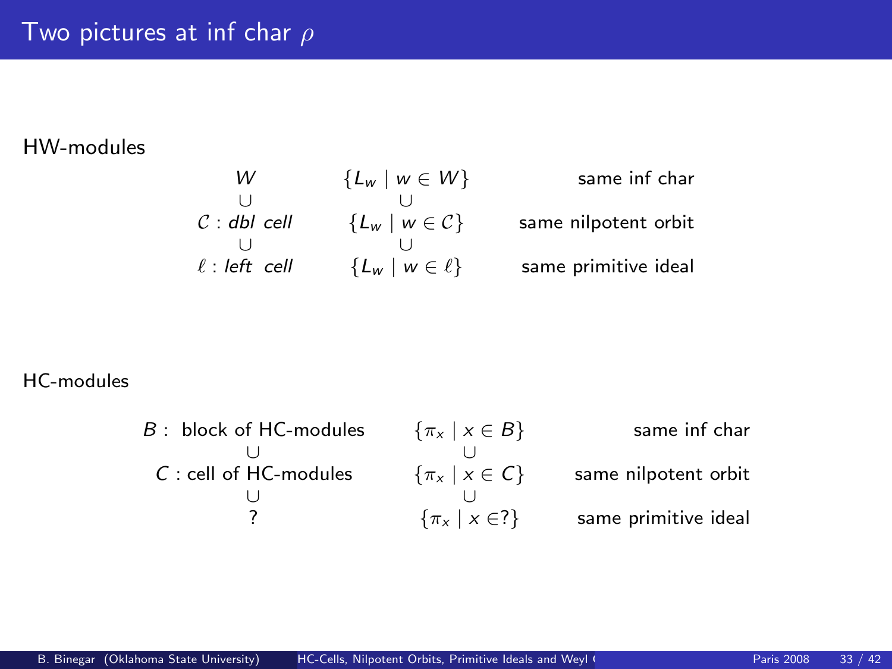# Two pictures at inf char $\rho$

HW-modules

$$
\begin{array}{ccc}
W & \{L_w \mid w \in W\} & \text{same inf char} \\
\cup & \cup & \\
\mathcal{C} : \textit{dbl cell} & \{L_w \mid w \in \mathcal{C}\} & \text{same nilpotent orbit} \\
\cup & \cup & \\
\ell : \textit{left cell} & \{L_w \mid w \in \ell\} & \text{same primitive ideal}
\end{array}
$$

HC-modules

$$
\begin{array}{ccc}
B : \text{ block of HC-modules} & \{\pi_x \mid x \in B\} & \text{same inf char} \\
\cup & \cup & \\
C : \text{cell of HC-modules} & \{\pi_x \mid x \in C\} & \text{same nilpotent orbit} \\
\cup & \cup & \\
? & \{\pi_x \mid x \in ?\} & \text{same primitive ideal}
\end{array}
$$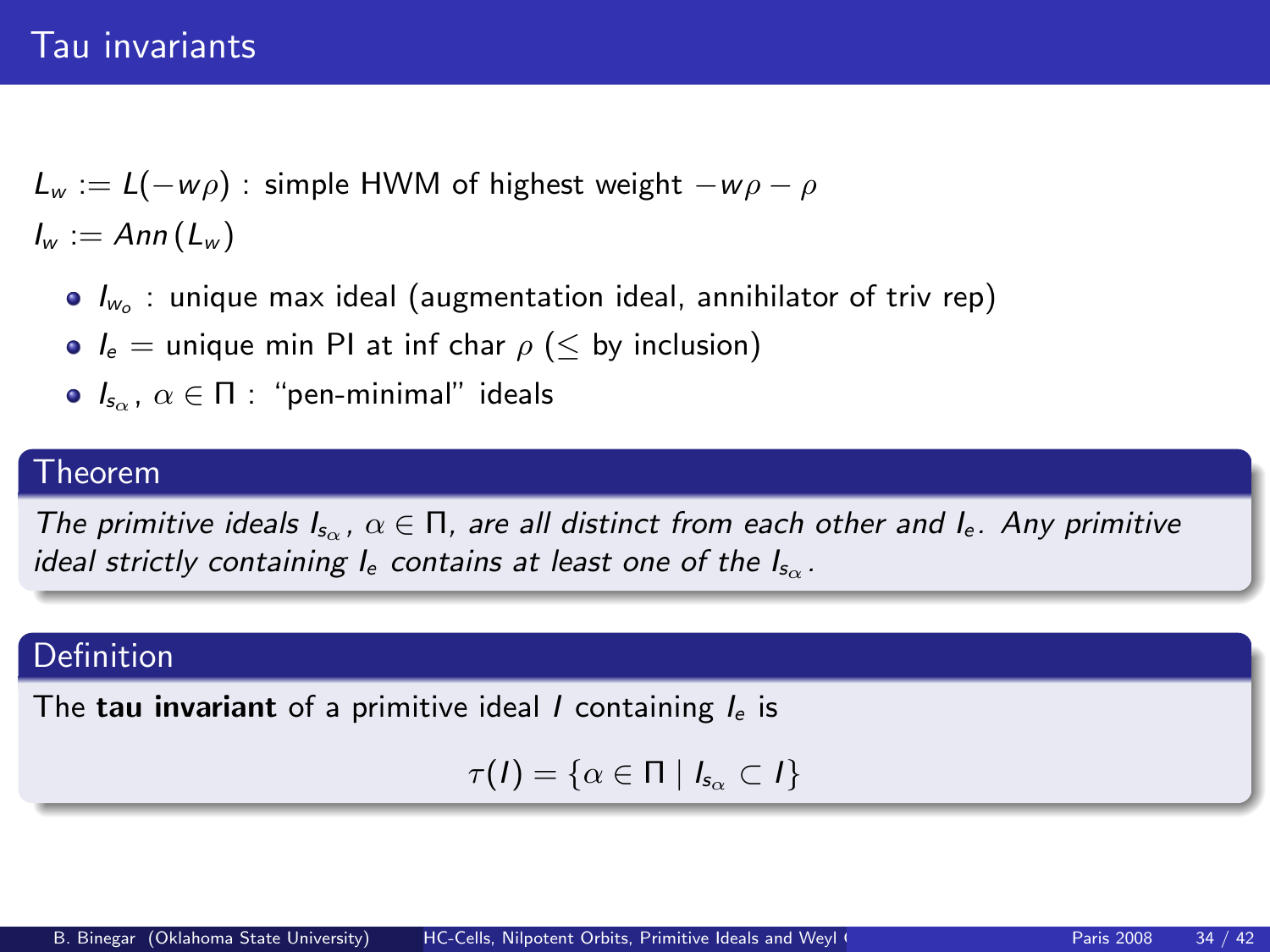# Tau invariants

$L_w := L(-w\rho)$ : simple HWM of highest weight $-w\rho - \rho$

$I_w := Ann(L_w)$

- $I_{w_o}$ : unique max ideal (augmentation ideal, annihilator of triv rep)
- $I_e$ = unique min PI at inf char $\rho$ ($\leq$ by inclusion)
- $I_{s_\alpha}$, $\alpha \in \Pi$ : "pen-minimal" ideals

## Theorem

*The primitive ideals $I_{s_\alpha}$, $\alpha \in \Pi$, are all distinct from each other and $I_e$. Any primitive ideal strictly containing $I_e$ contains at least one of the $I_{s_\alpha}$.*

## Definition

The **tau invariant** of a primitive ideal $I$ containing $I_e$ is

$$\tau(I) = \{\alpha \in \Pi \mid I_{s_\alpha} \subset I\}$$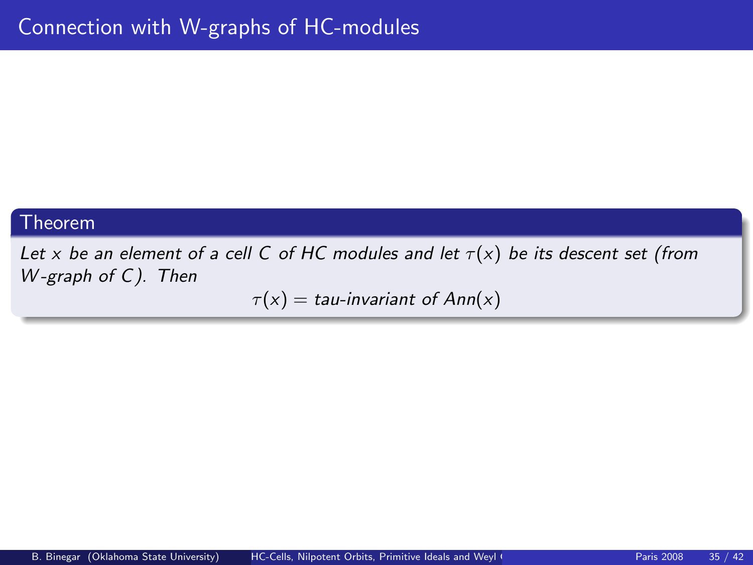# Connection with W-graphs of HC-modules

**Theorem**

*Let $x$ be an element of a cell $C$ of HC modules and let $\tau(x)$ be its descent set (from $W$-graph of $C$). Then*

$$\tau(x) = \textit{tau-invariant of } Ann(x)$$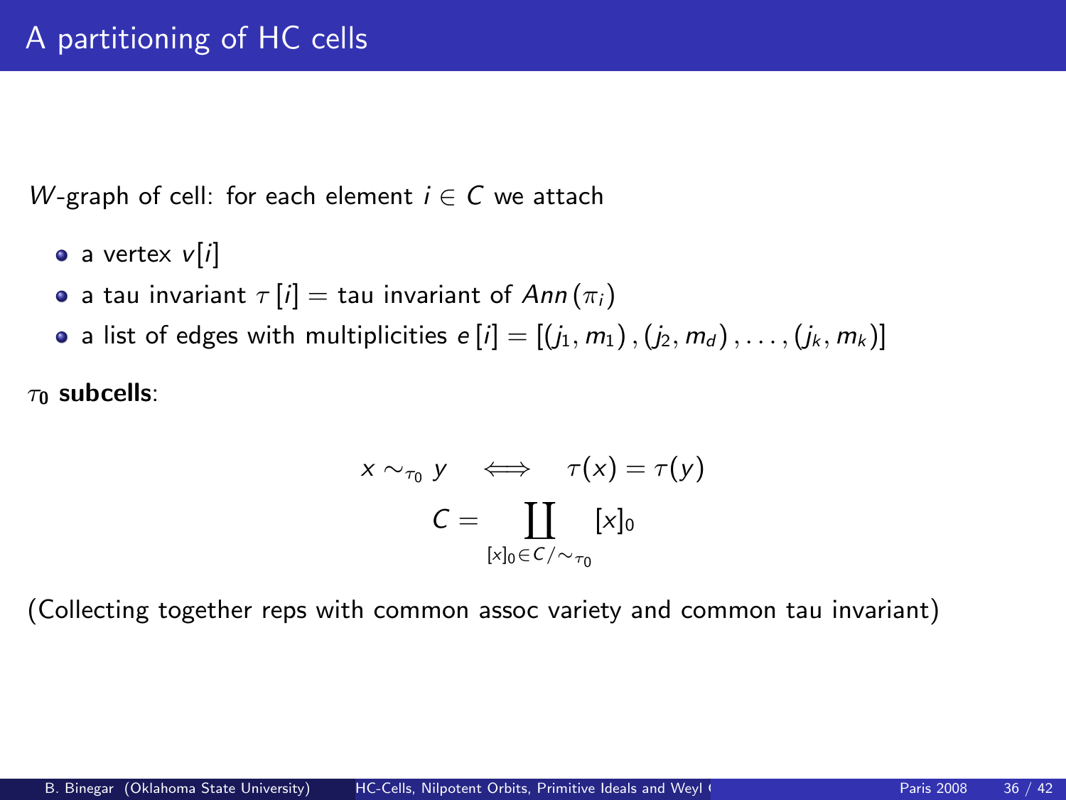# A partitioning of HC cells

$W$-graph of cell: for each element $i \in C$ we attach

- a vertex $v[i]$
- a tau invariant $\tau[i] =$ tau invariant of $Ann(\pi_i)$
- a list of edges with multiplicities $e[i] = [(j_1, m_1), (j_2, m_d), \ldots, (j_k, m_k)]$

$\tau_0$ **subcells**:

$$x \sim_{\tau_0} y \quad \Longleftrightarrow \quad \tau(x) = \tau(y)$$

$$C = \coprod_{[x]_0 \in C/\sim_{\tau_0}} [x]_0$$

(Collecting together reps with common assoc variety and common tau invariant)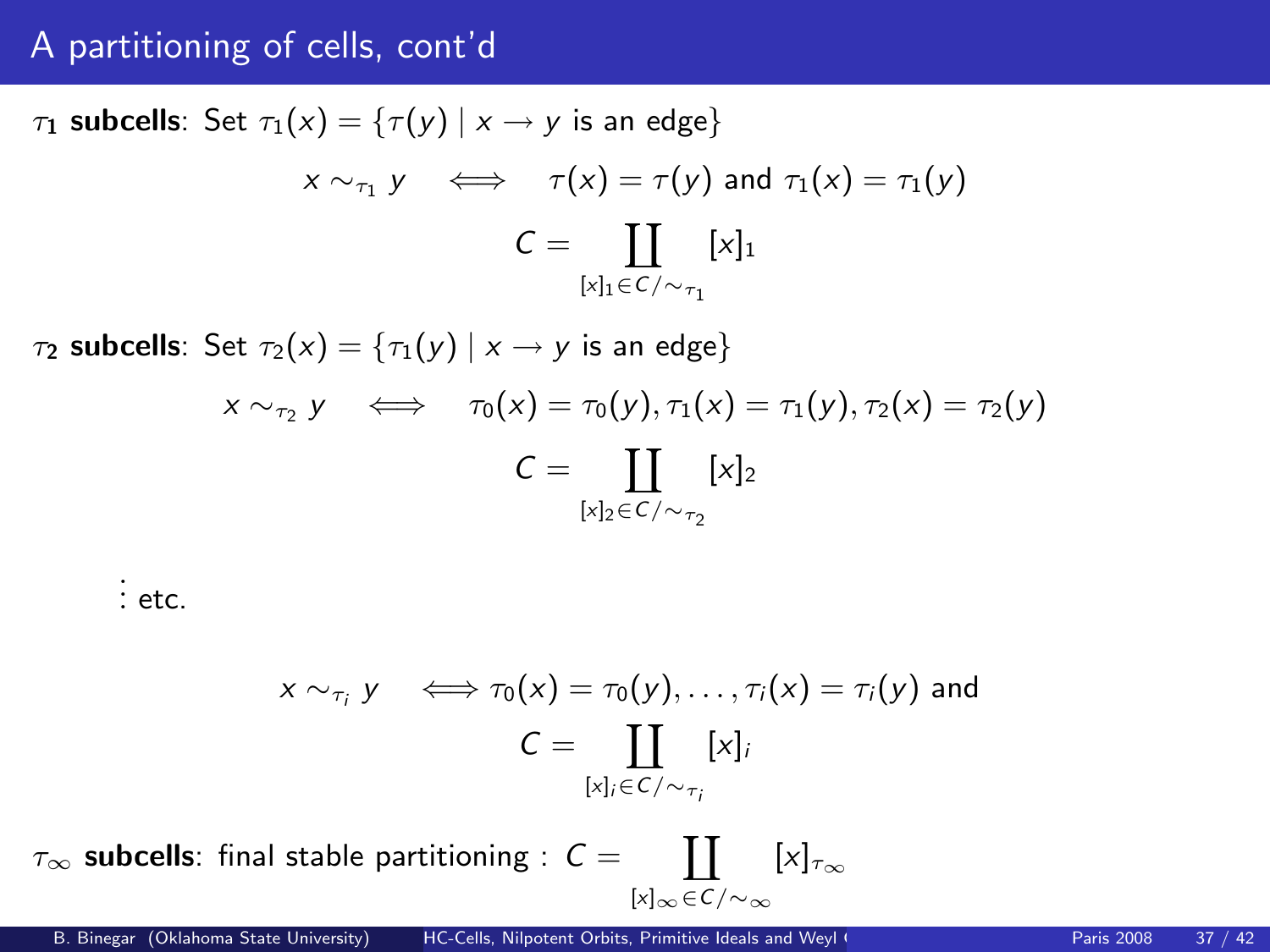# A partitioning of cells, cont'd

$\tau_1$ **subcells**: Set $\tau_1(x) = \{\tau(y) \mid x \to y \text{ is an edge}\}$

$$x \sim_{\tau_1} y \iff \tau(x) = \tau(y) \text{ and } \tau_1(x) = \tau_1(y)$$

$$C = \coprod_{[x]_1 \in C/\sim_{\tau_1}} [x]_1$$

$\tau_2$ **subcells**: Set $\tau_2(x) = \{\tau_1(y) \mid x \to y \text{ is an edge}\}$

$$x \sim_{\tau_2} y \iff \tau_0(x) = \tau_0(y), \tau_1(x) = \tau_1(y), \tau_2(x) = \tau_2(y)$$

$$C = \coprod_{[x]_2 \in C/\sim_{\tau_2}} [x]_2$$

$\vdots$ etc.

$$x \sim_{\tau_i} y \iff \tau_0(x) = \tau_0(y), \ldots, \tau_i(x) = \tau_i(y) \text{ and}$$

$$C = \coprod_{[x]_i \in C/\sim_{\tau_i}} [x]_i$$

$\tau_\infty$ **subcells**: final stable partitioning : $C = \coprod_{[x]_\infty \in C/\sim_\infty} [x]_{\tau_\infty}$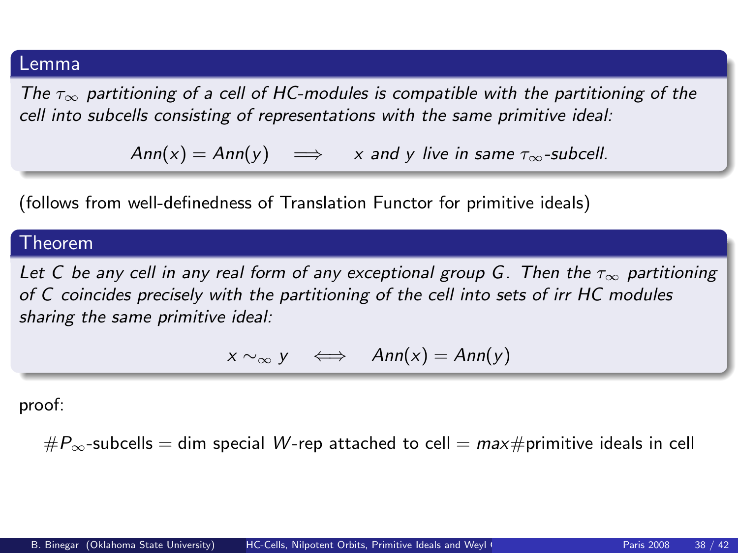**Lemma**

*The $\tau_\infty$ partitioning of a cell of HC-modules is compatible with the partitioning of the cell into subcells consisting of representations with the same primitive ideal:*

$$Ann(x) = Ann(y) \quad \Longrightarrow \quad x \text{ and } y \text{ live in same } \tau_\infty\text{-subcell.}$$

(follows from well-definedness of Translation Functor for primitive ideals)

**Theorem**

*Let $C$ be any cell in any real form of any exceptional group $G$. Then the $\tau_\infty$ partitioning of $C$ coincides precisely with the partitioning of the cell into sets of irr HC modules sharing the same primitive ideal:*

$$x \sim_\infty y \quad \Longleftrightarrow \quad Ann(x) = Ann(y)$$

proof:

$$\#P_\infty\text{-subcells} = \text{dim special } W\text{-rep attached to cell} = max\#\text{primitive ideals in cell}$$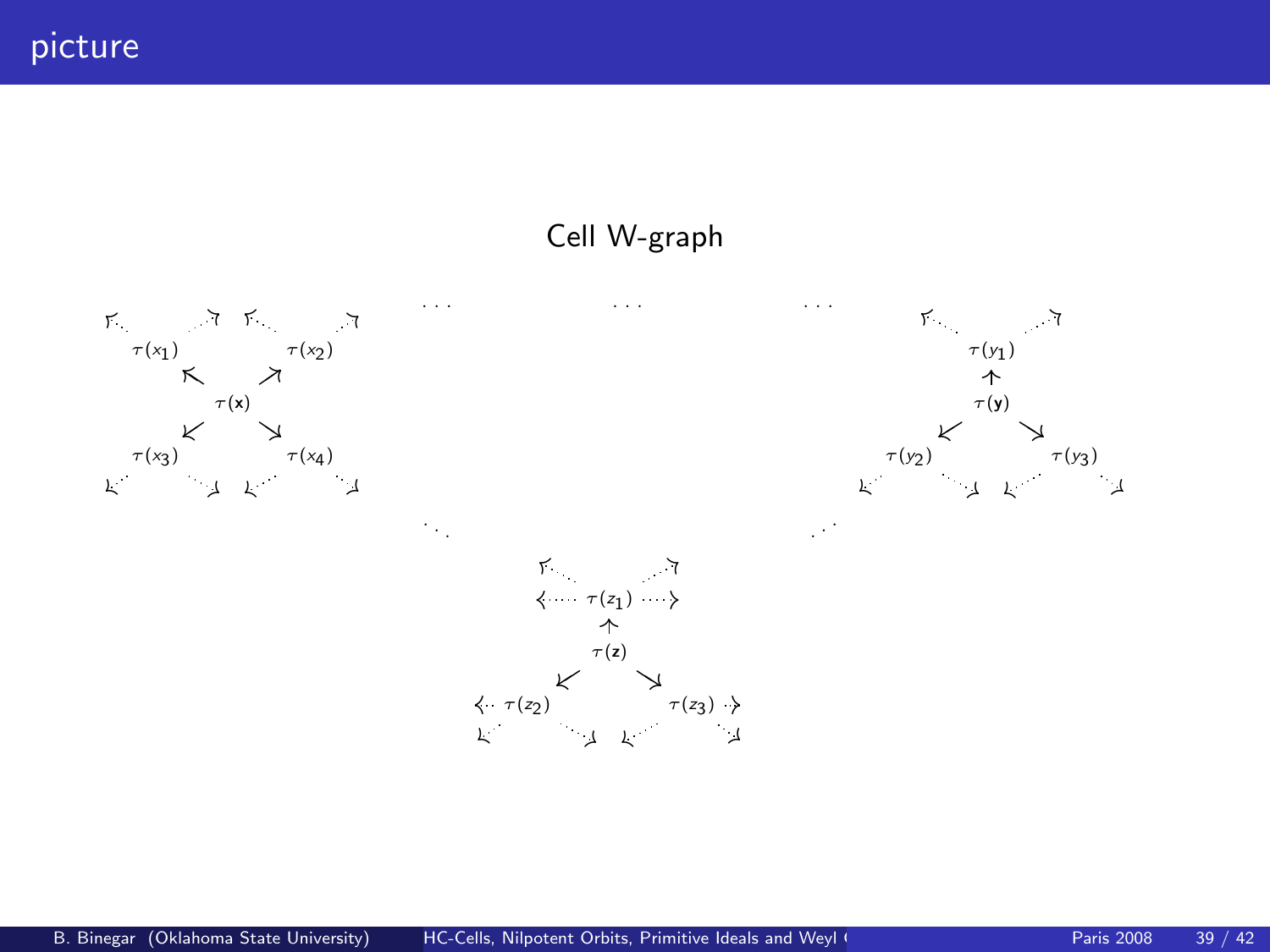# picture

## Cell W-graph

$\tau(x_1)$ $\tau(x_2)$

$\tau(\mathbf{x})$

$\tau(x_3)$ $\tau(x_4)$

$\tau(y_1)$

$\tau(\mathbf{y})$

$\tau(y_2)$ $\tau(y_3)$

$\tau(z_1)$

$\tau(\mathbf{z})$

$\tau(z_2)$ $\tau(z_3)$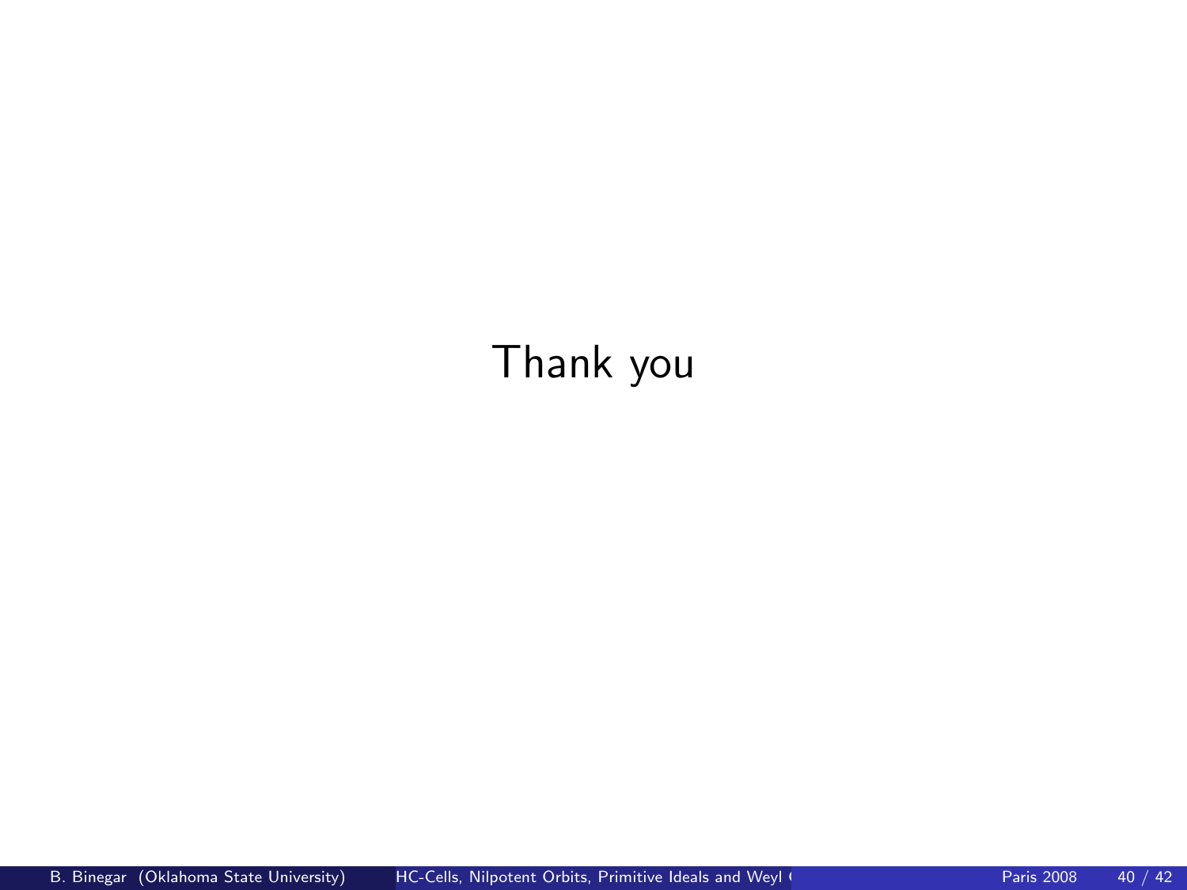Thank you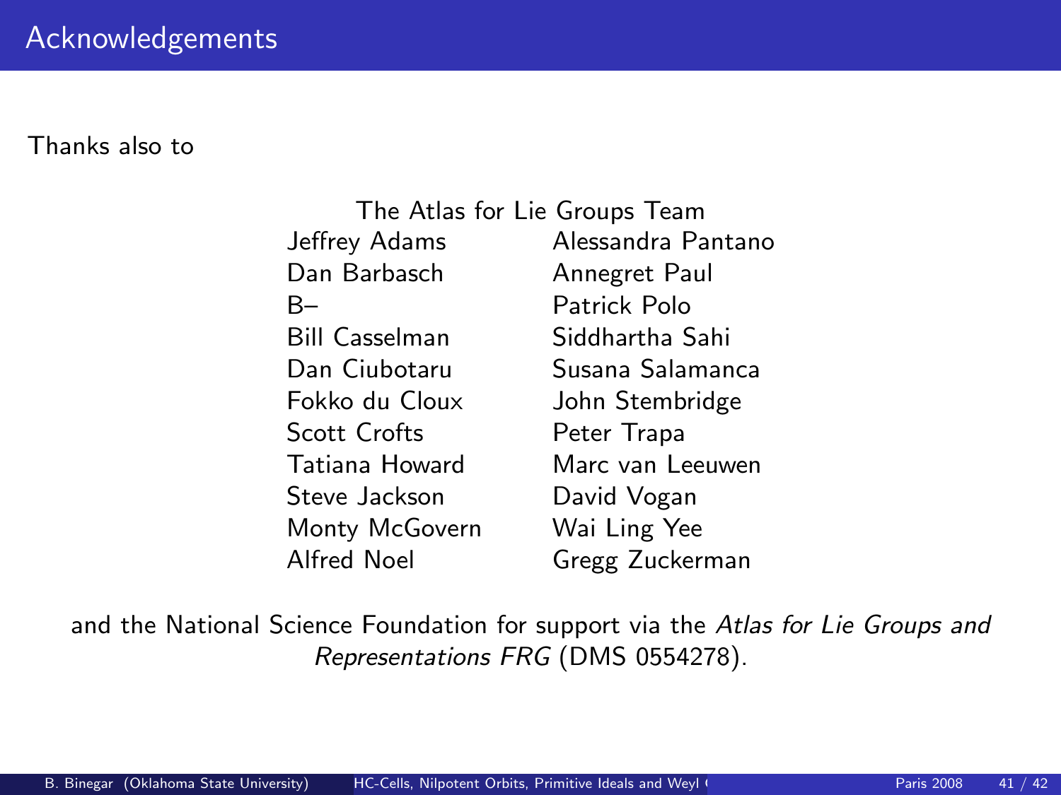# Acknowledgements

Thanks also to

The Atlas for Lie Groups Team

| | |
|---|---|
| Jeffrey Adams | Alessandra Pantano |
| Dan Barbasch | Annegret Paul |
| B– | Patrick Polo |
| Bill Casselman | Siddhartha Sahi |
| Dan Ciubotaru | Susana Salamanca |
| Fokko du Cloux | John Stembridge |
| Scott Crofts | Peter Trapa |
| Tatiana Howard | Marc van Leeuwen |
| Steve Jackson | David Vogan |
| Monty McGovern | Wai Ling Yee |
| Alfred Noel | Gregg Zuckerman |

and the National Science Foundation for support via the *Atlas for Lie Groups and Representations FRG* (DMS 0554278).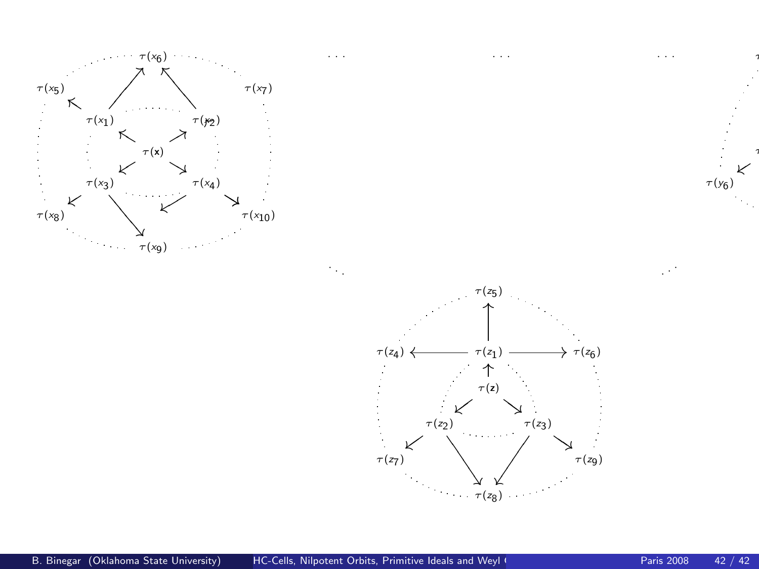$\tau(x_6)$

$\tau(x_5)$

$\tau(x_7)$

$\tau(x_1)$

$\tau(x_2)$

$\tau(\mathbf{x})$

$\tau(x_3)$

$\tau(x_4)$

$\tau(x_8)$

$\tau(x_{10})$

$\tau(x_9)$

$\tau(y_6)$

$\tau(z_5)$

$\tau(z_4)$

$\tau(z_1)$

$\tau(z_6)$

$\tau(\mathbf{z})$

$\tau(z_2)$

$\tau(z_3)$

$\tau(z_7)$

$\tau(z_9)$

$\tau(z_8)$